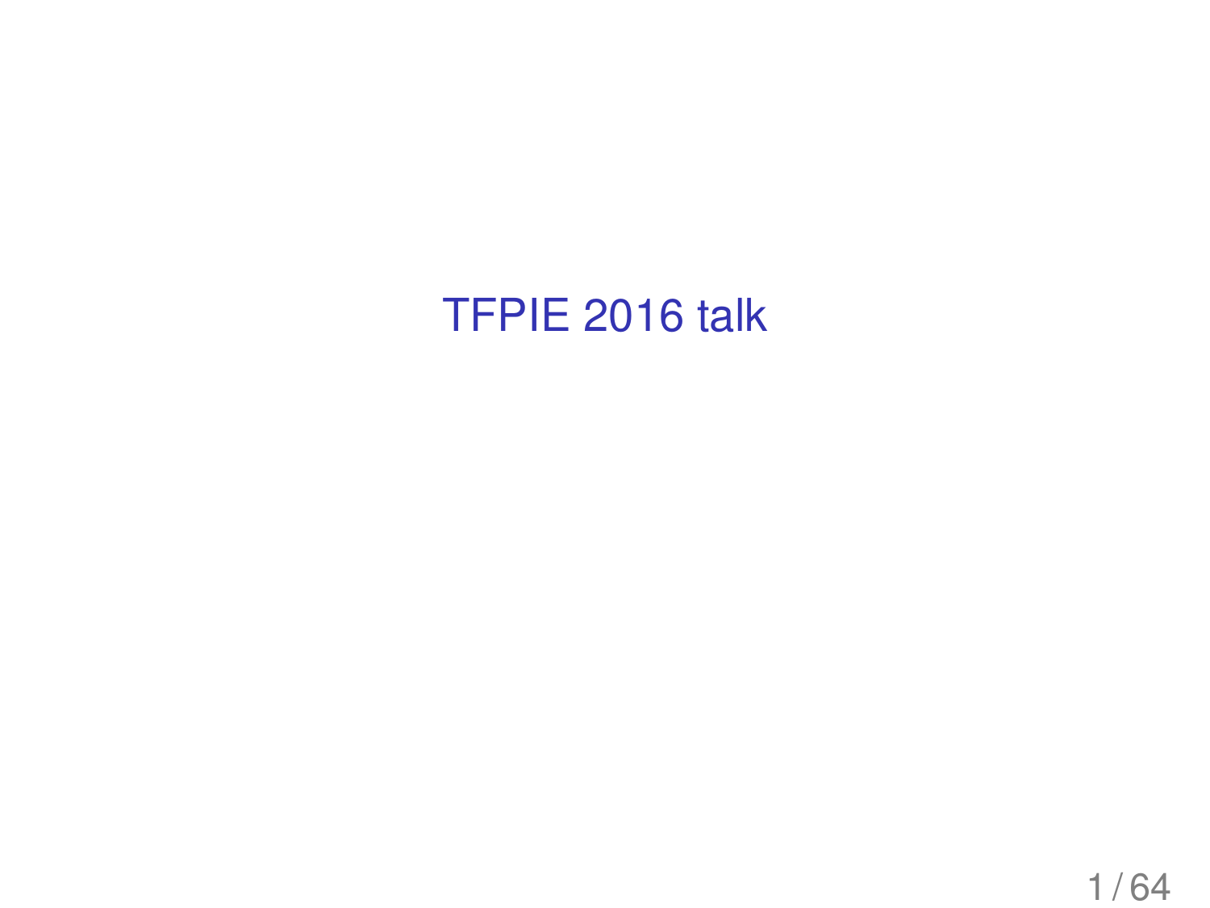# TFPIE 2016 talk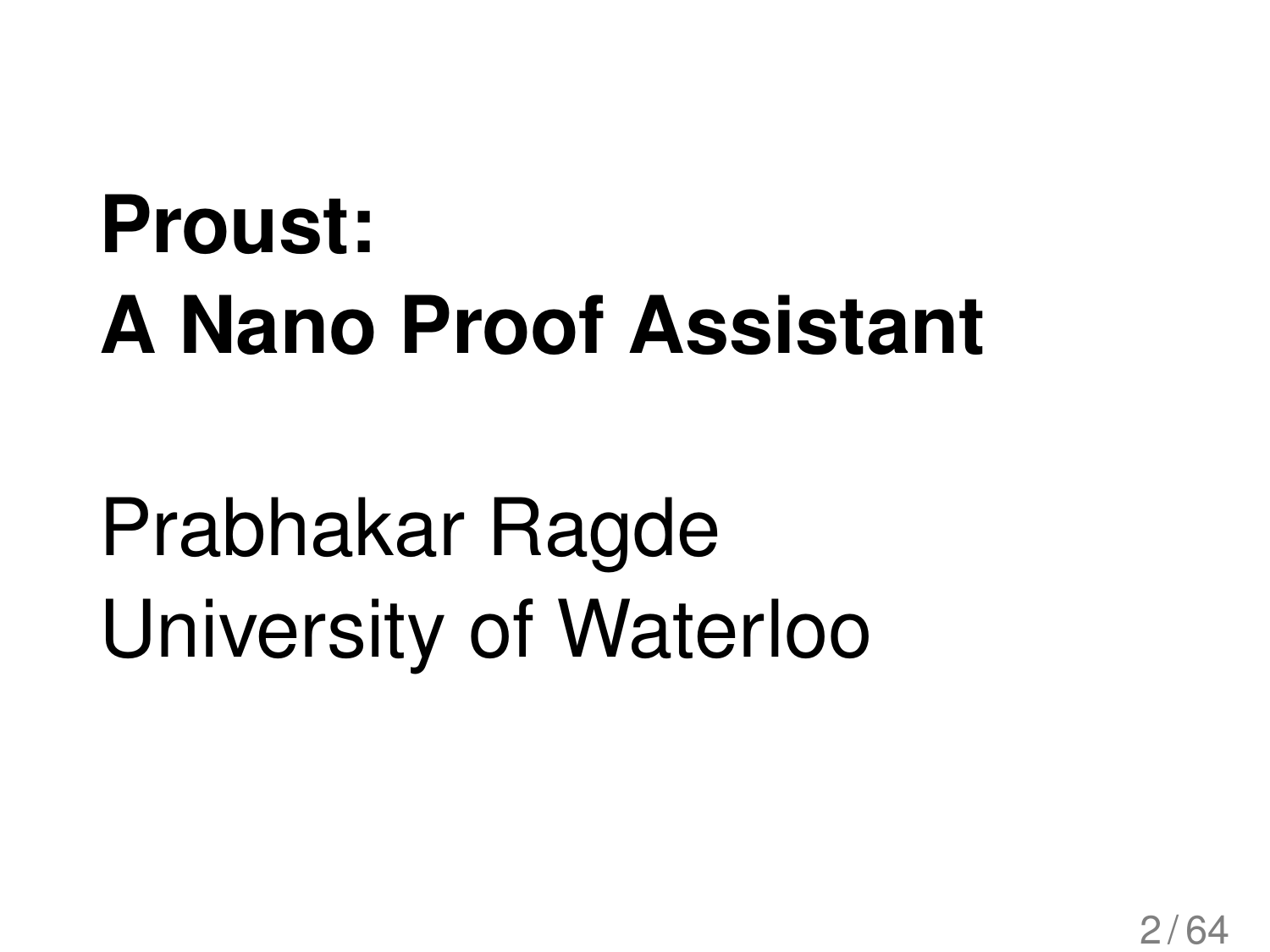# Proust:
# A Nano Proof Assistant

Prabhakar Ragde
University of Waterloo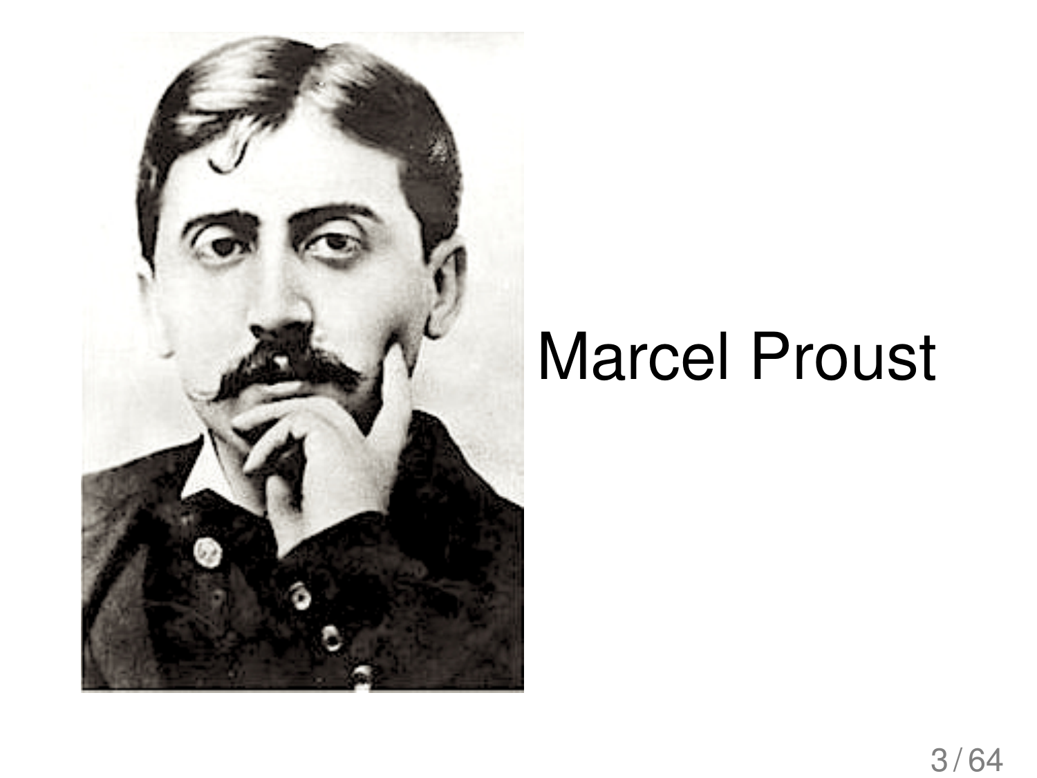Marcel Proust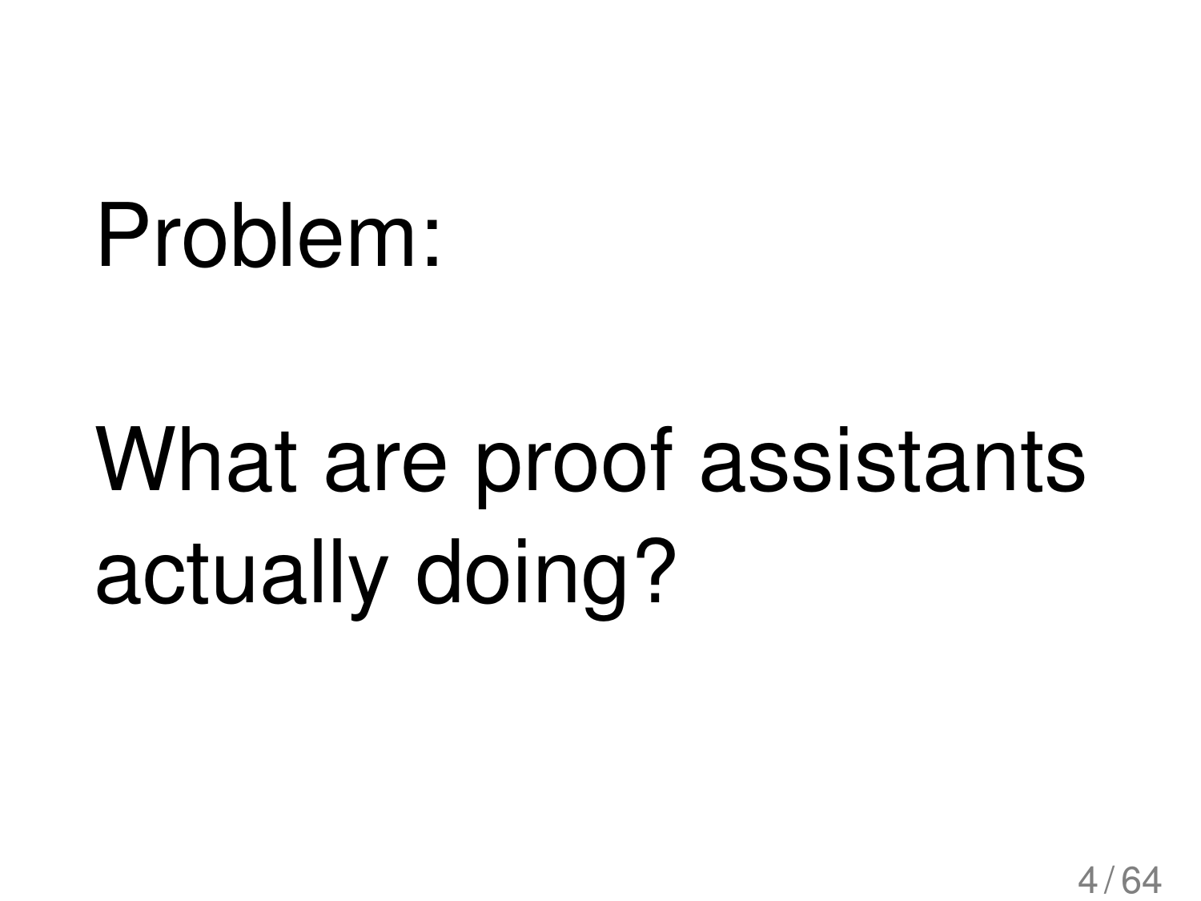Problem:

What are proof assistants actually doing?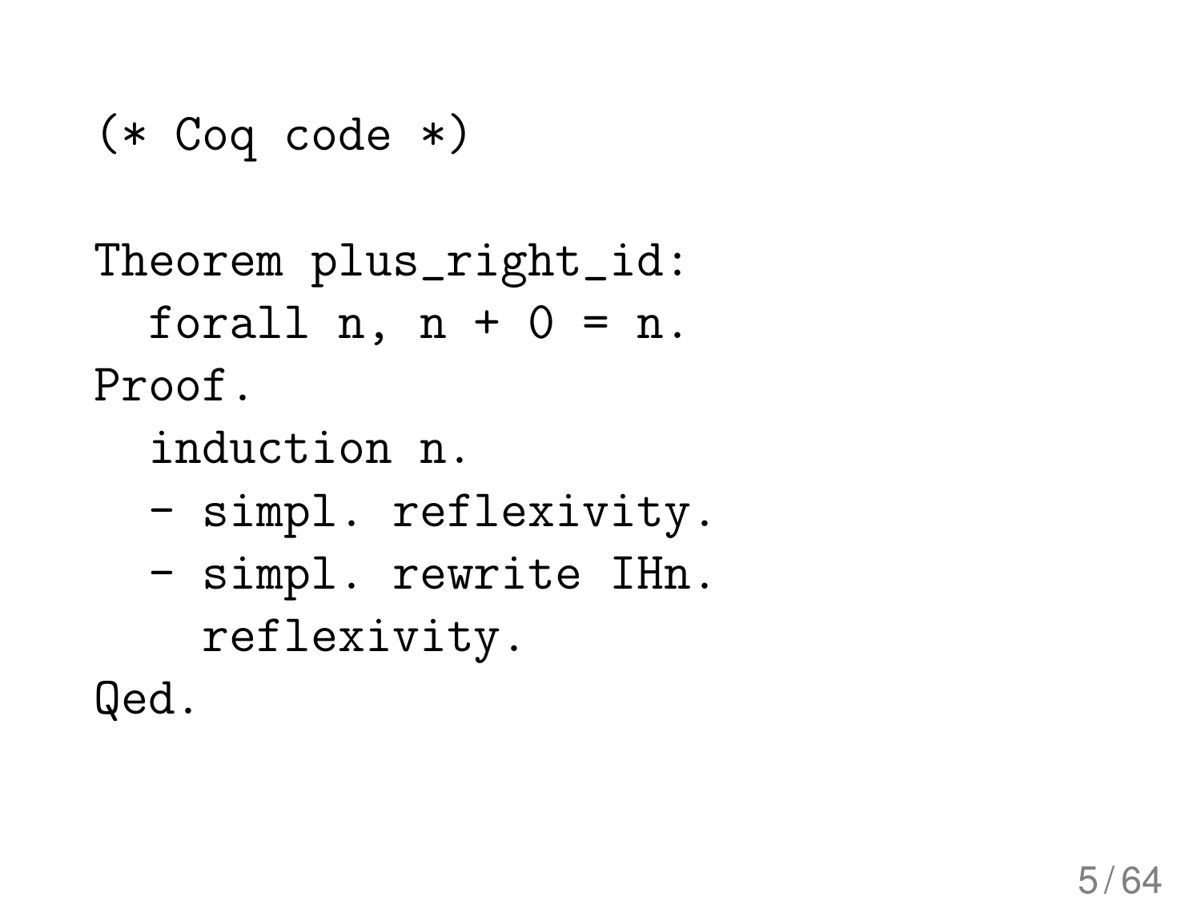```
(* Coq code *)

Theorem plus_right_id:
  forall n, n + 0 = n.
Proof.
  induction n.
  - simpl. reflexivity.
  - simpl. rewrite IHn.
    reflexivity.
Qed.
```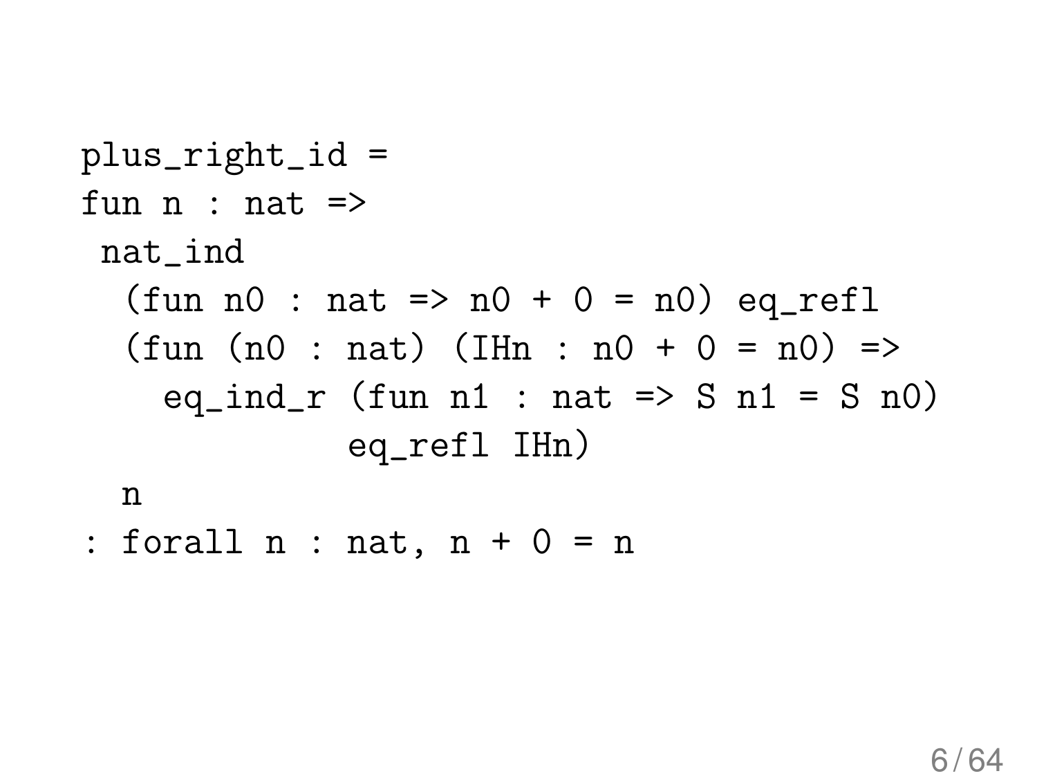```
plus_right_id =
fun n : nat =>
 nat_ind
  (fun n0 : nat => n0 + 0 = n0) eq_refl
  (fun (n0 : nat) (IHn : n0 + 0 = n0) =>
    eq_ind_r (fun n1 : nat => S n1 = S n0)
             eq_refl IHn)
  n
: forall n : nat, n + 0 = n
```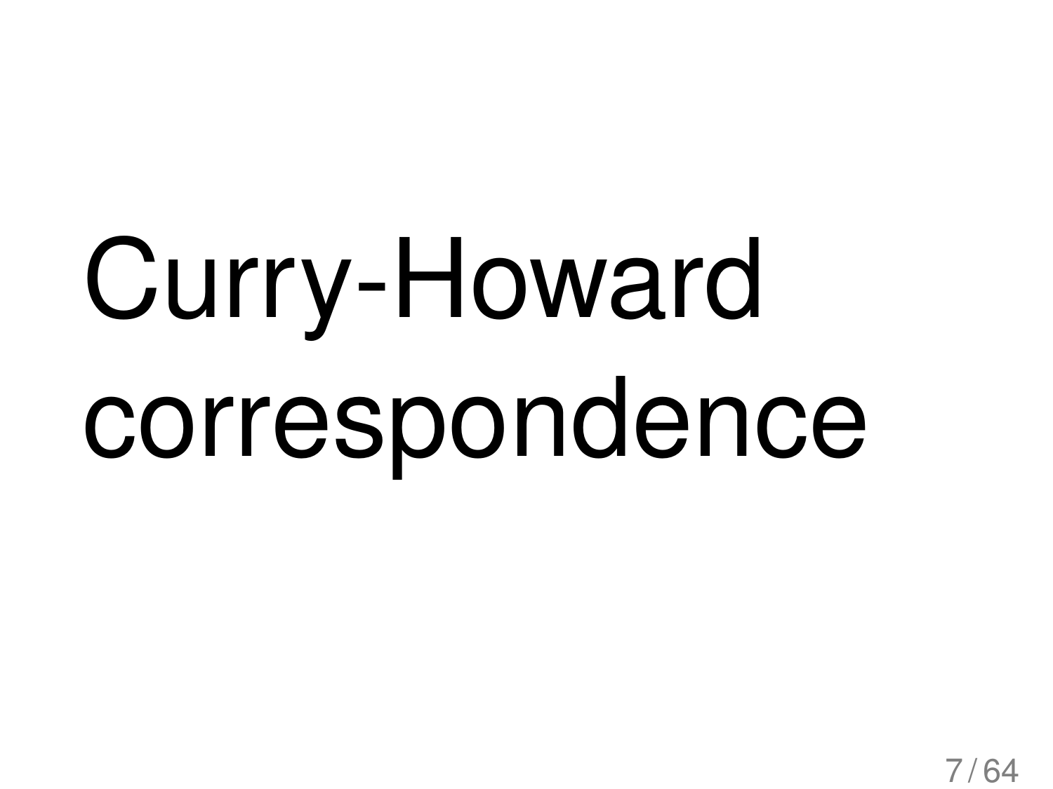# Curry-Howard correspondence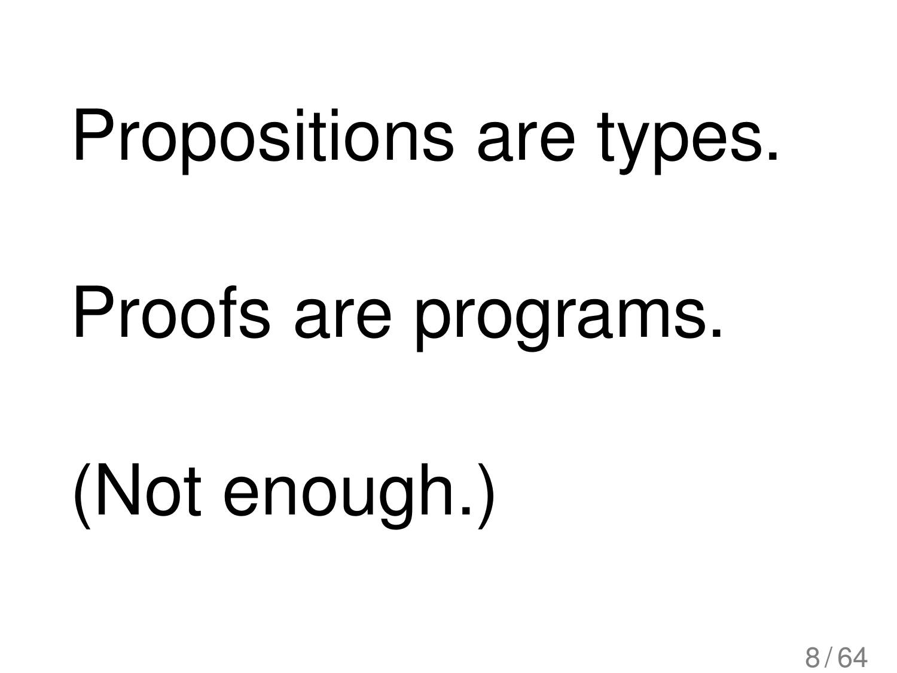Propositions are types.

Proofs are programs.

(Not enough.)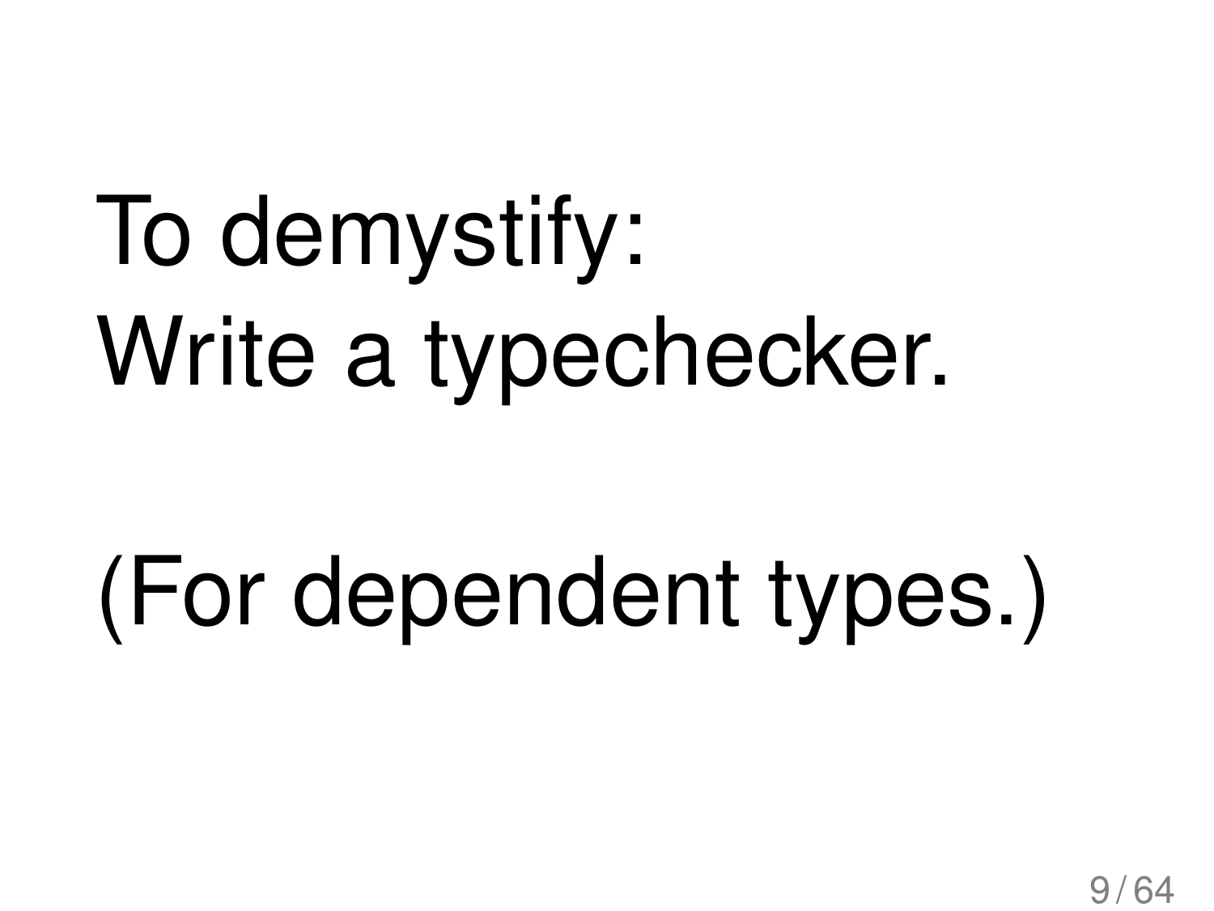To demystify:
Write a typechecker.

(For dependent types.)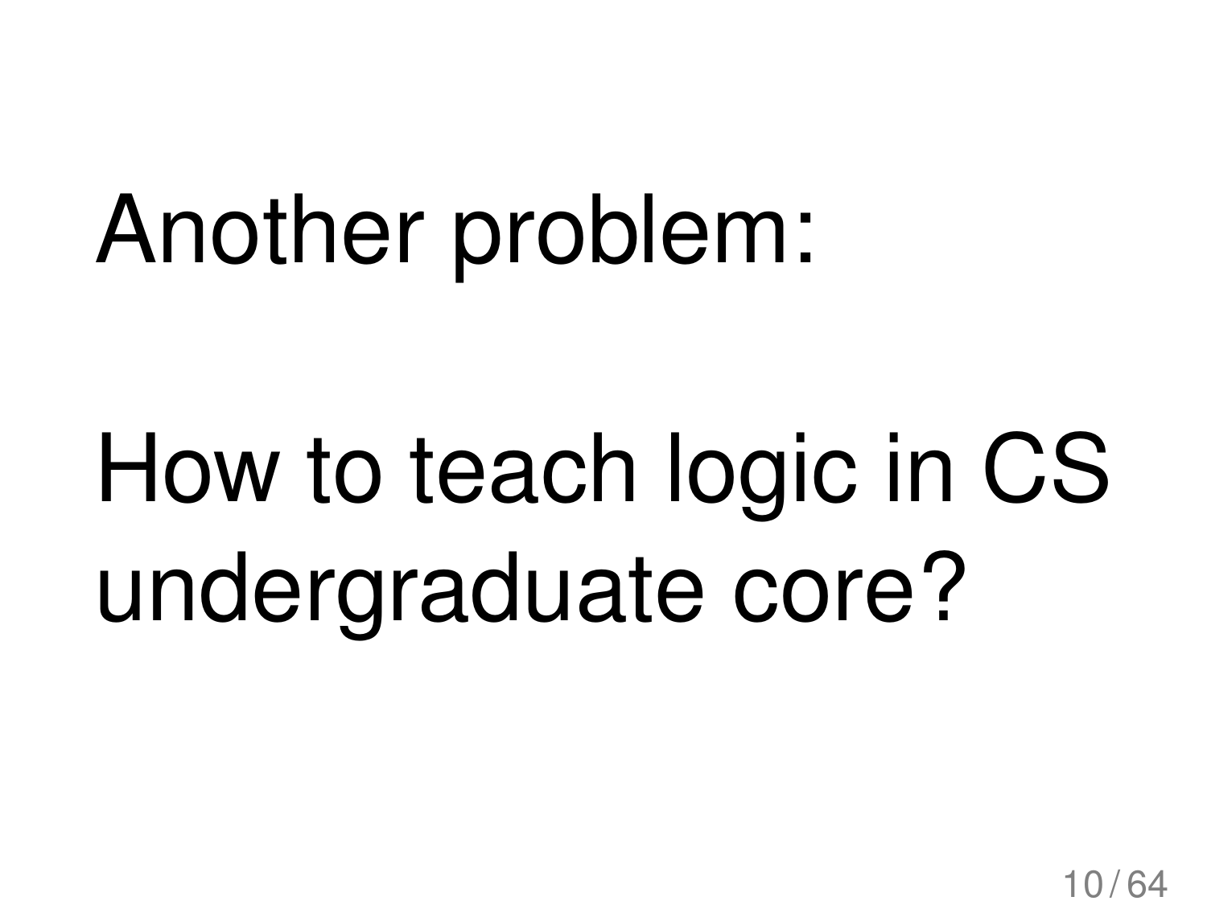Another problem:

How to teach logic in CS undergraduate core?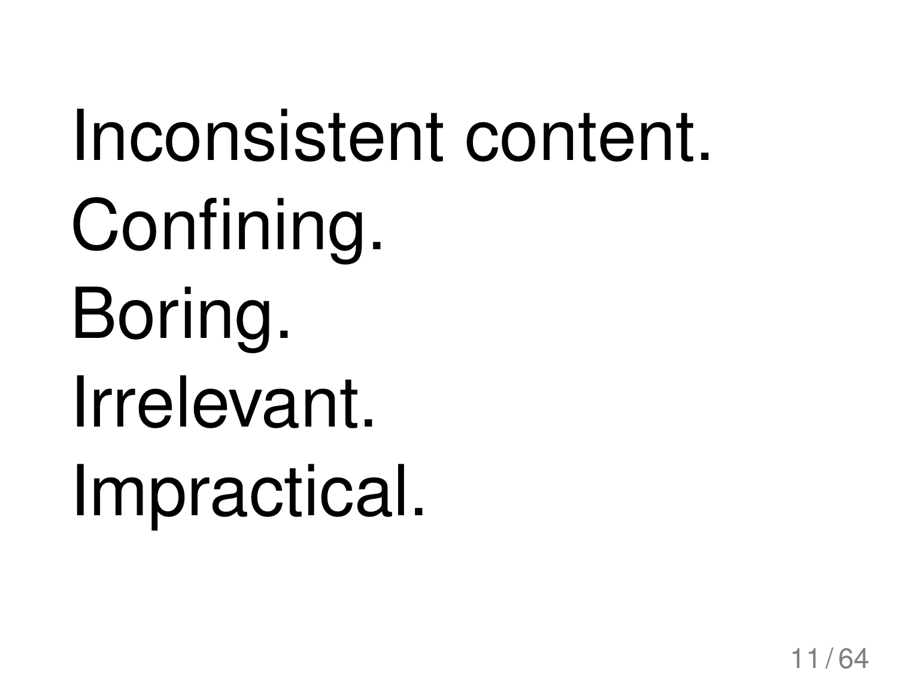Inconsistent content.
Confining.
Boring.
Irrelevant.
Impractical.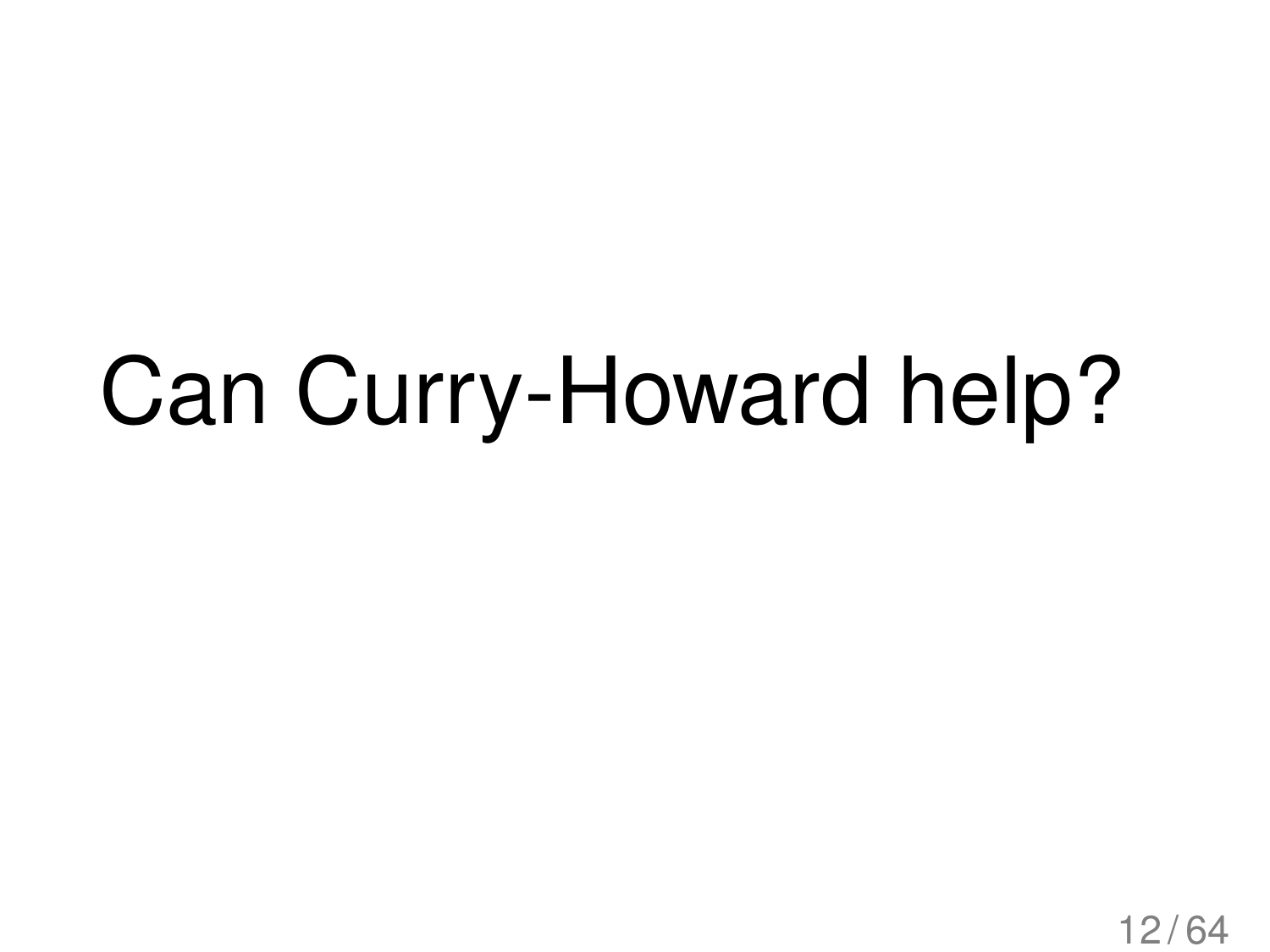# Can Curry-Howard help?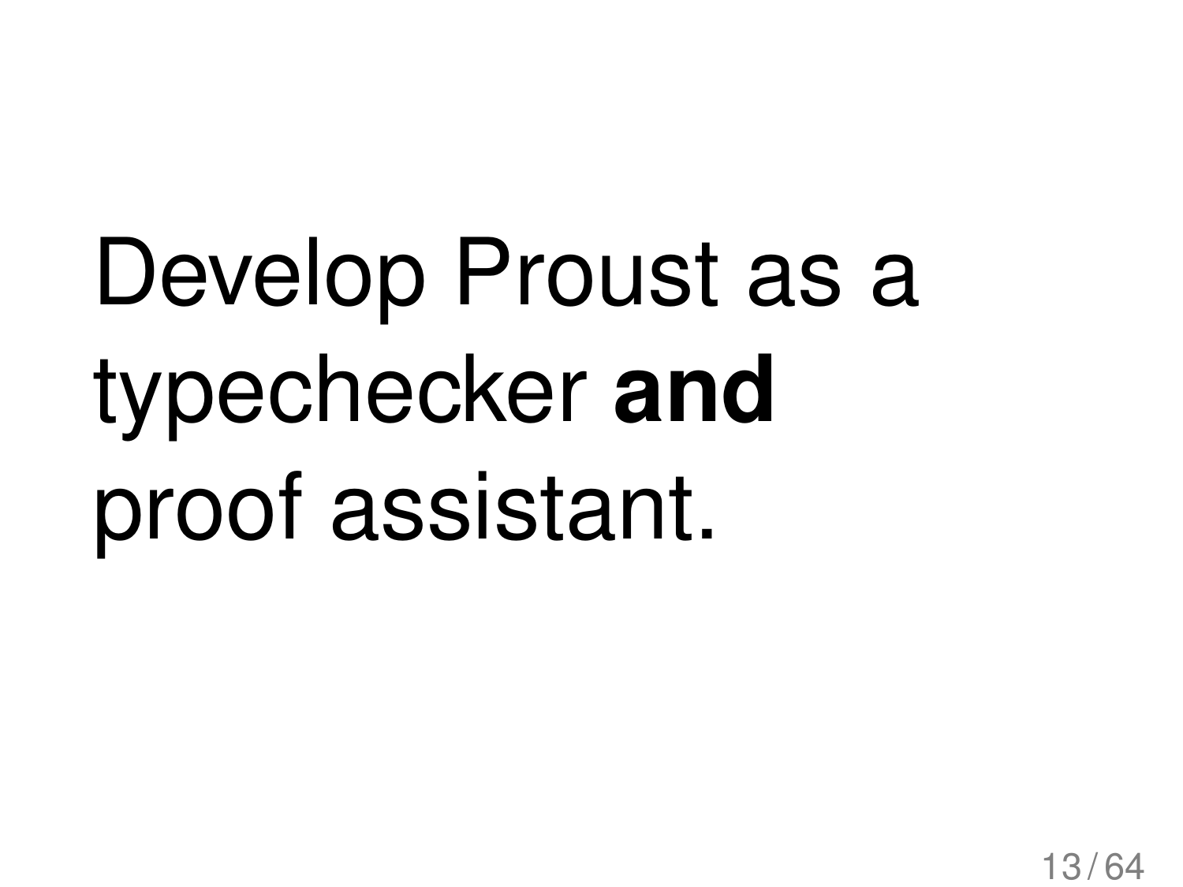Develop Proust as a typechecker **and** proof assistant.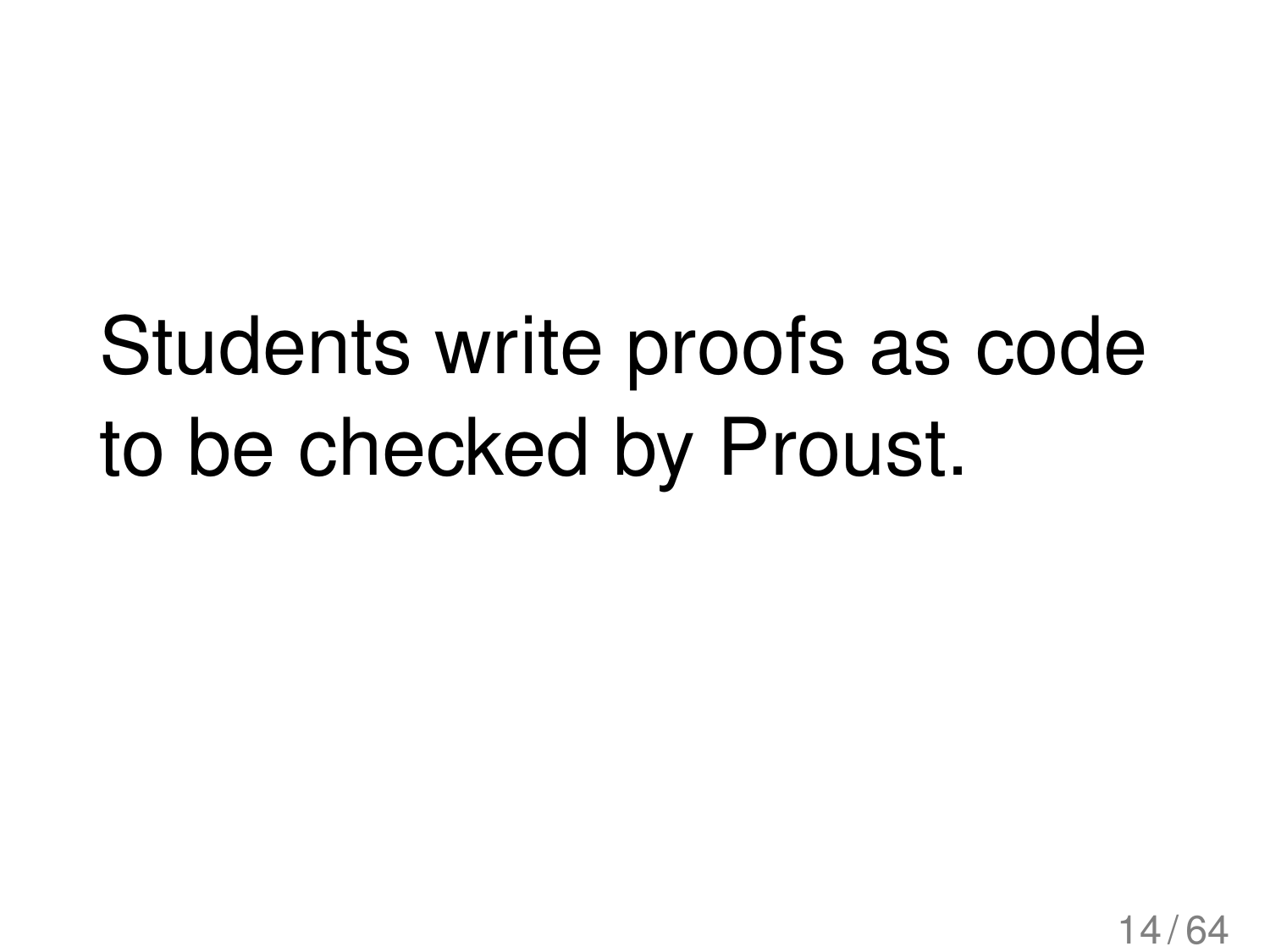Students write proofs as code to be checked by Proust.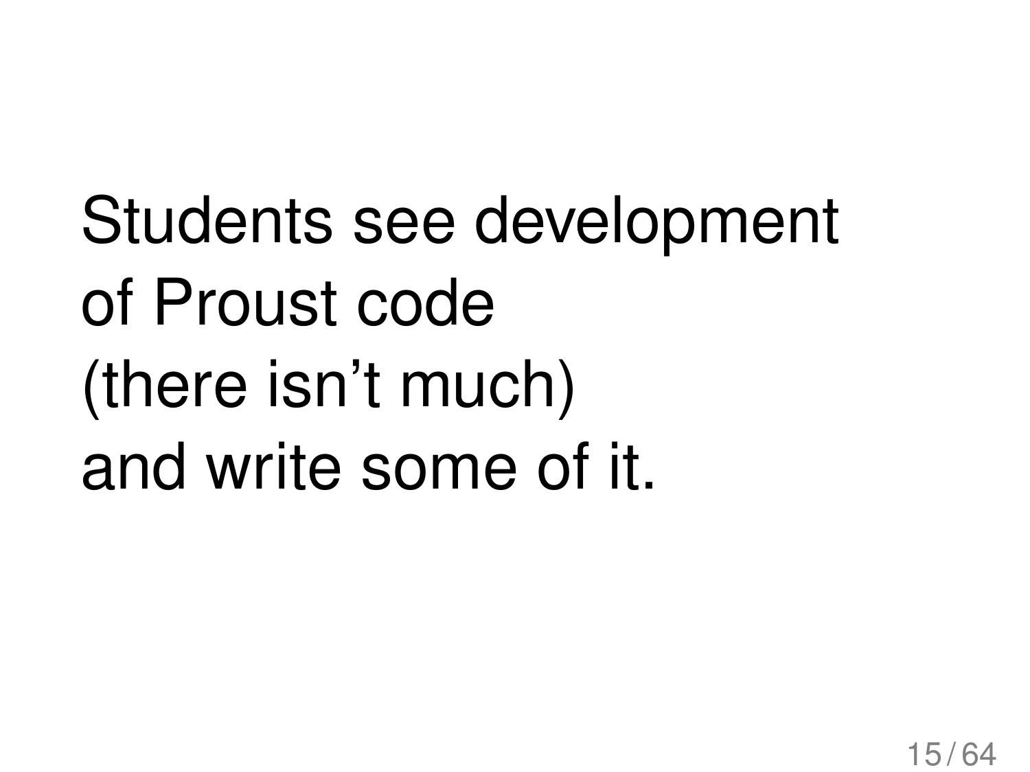Students see development
of Proust code
(there isn't much)
and write some of it.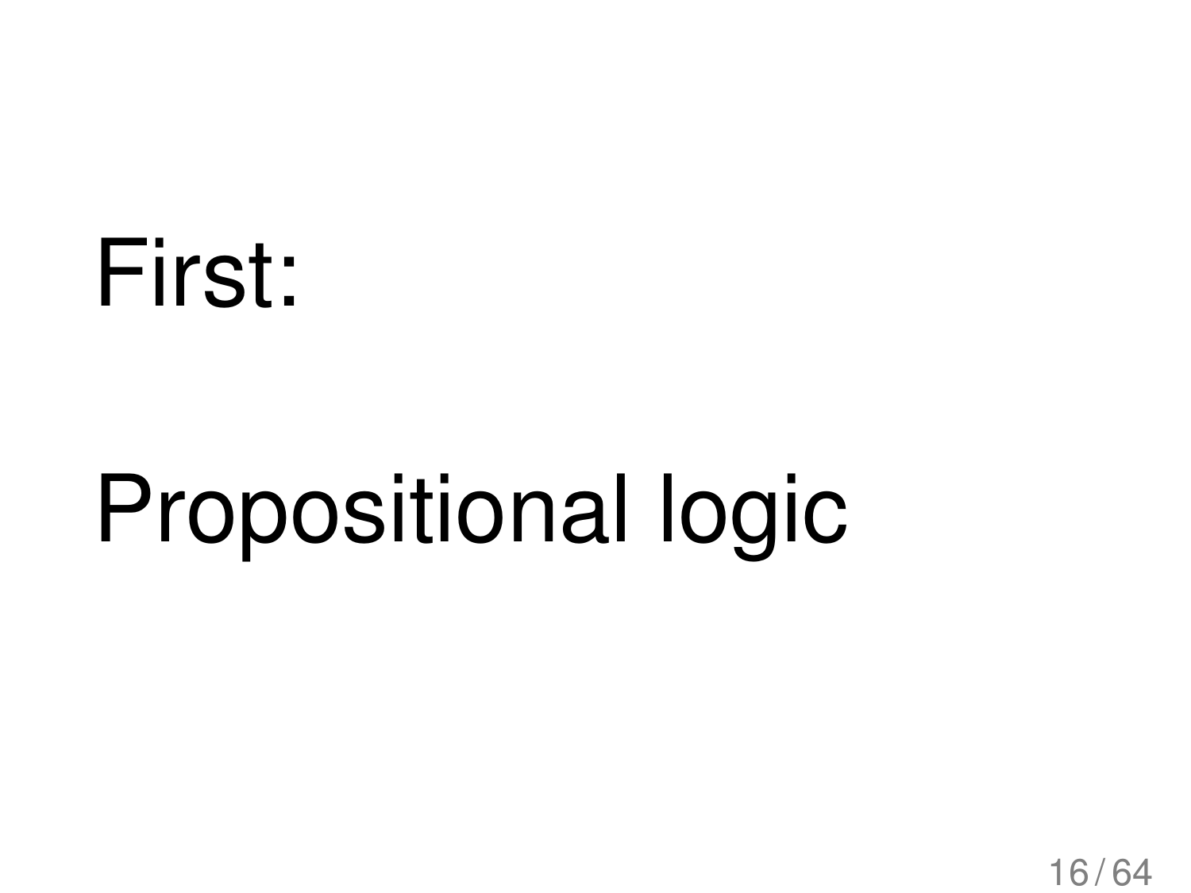First:

Propositional logic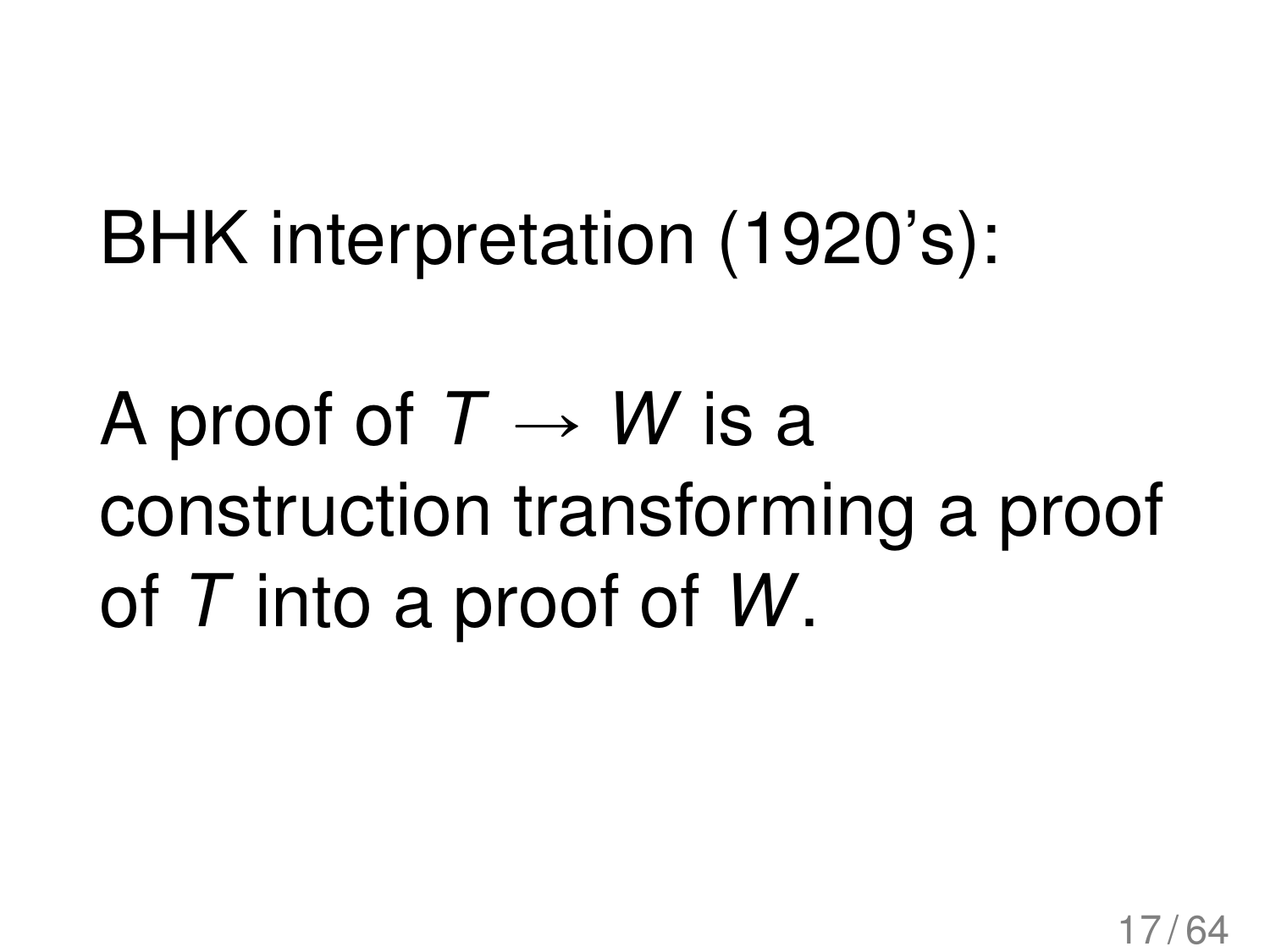BHK interpretation (1920's):

A proof of $T \to W$ is a construction transforming a proof of $T$ into a proof of $W$.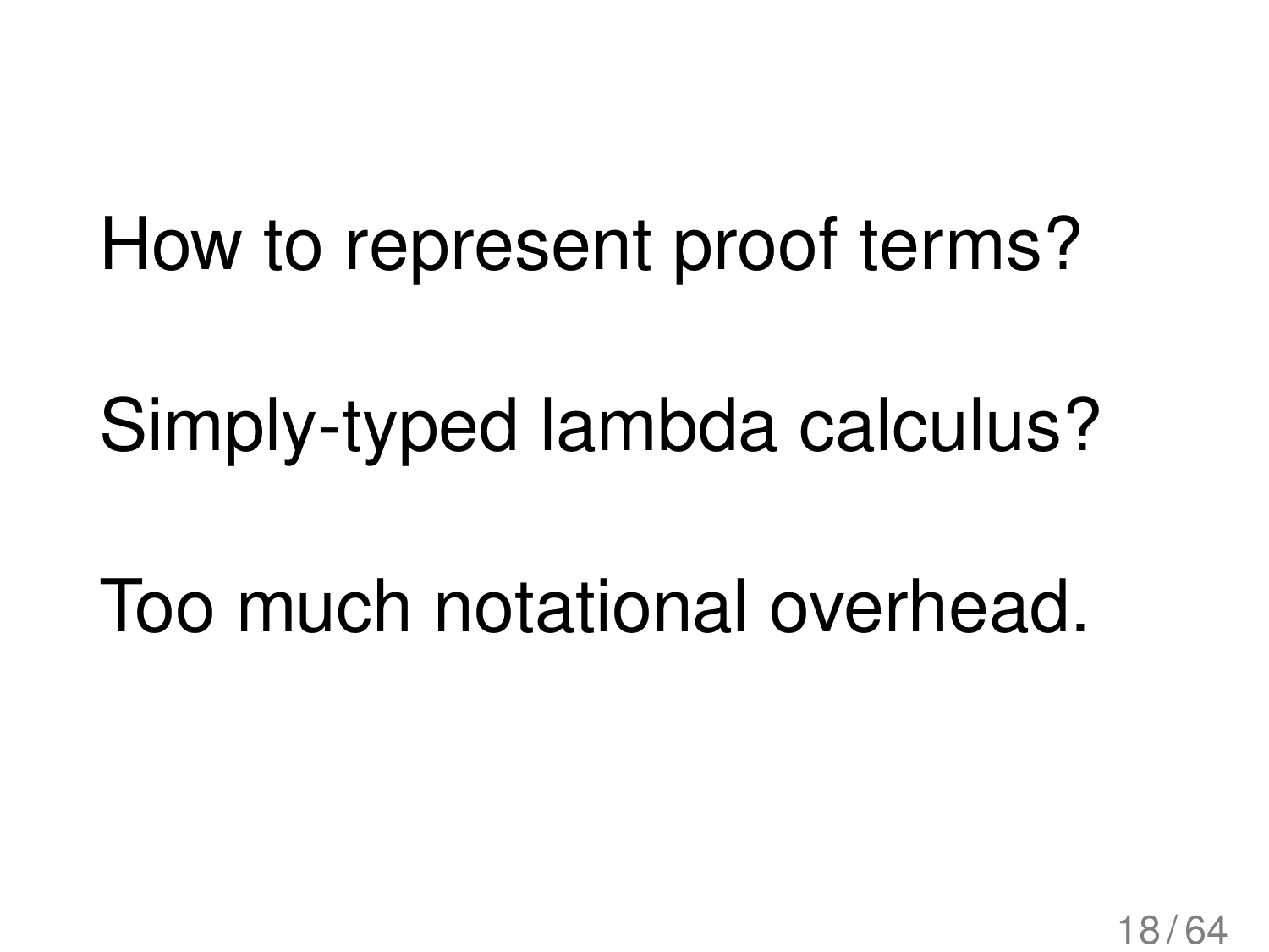How to represent proof terms?

Simply-typed lambda calculus?

Too much notational overhead.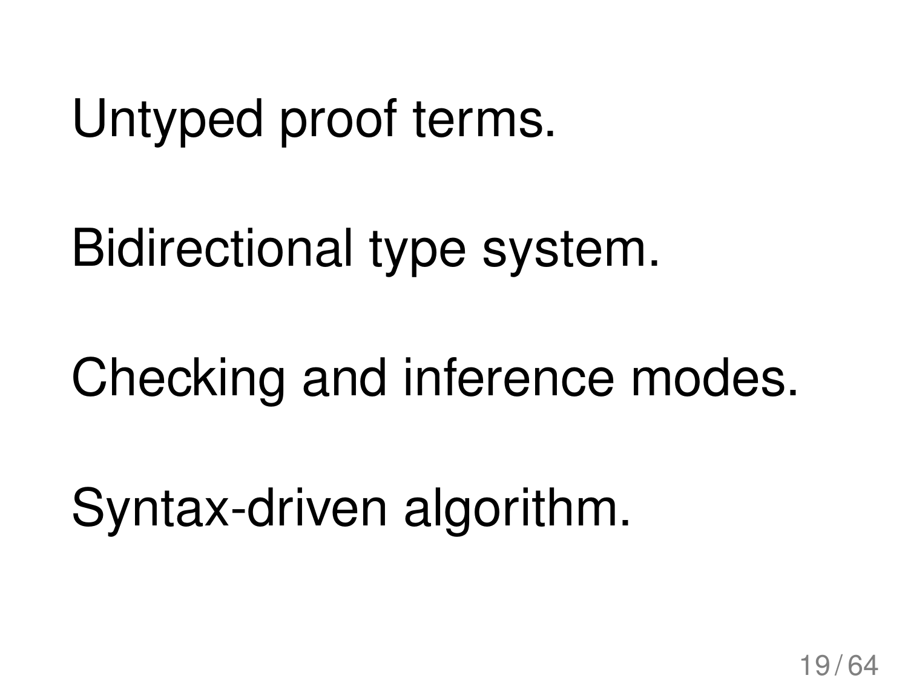Untyped proof terms.

Bidirectional type system.

Checking and inference modes.

Syntax-driven algorithm.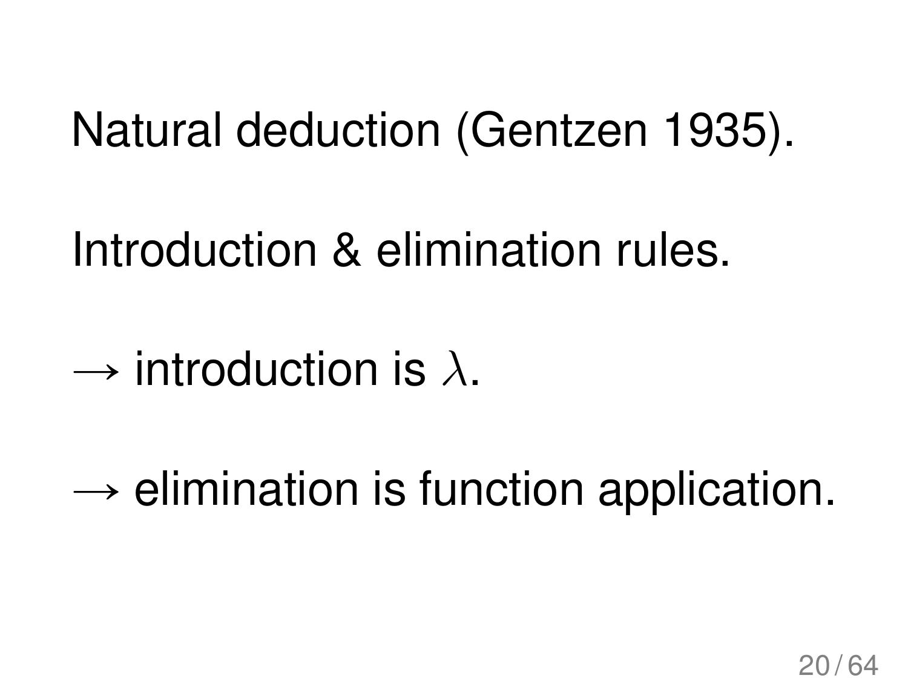Natural deduction (Gentzen 1935).

Introduction & elimination rules.

$\rightarrow$ introduction is $\lambda$.

$\rightarrow$ elimination is function application.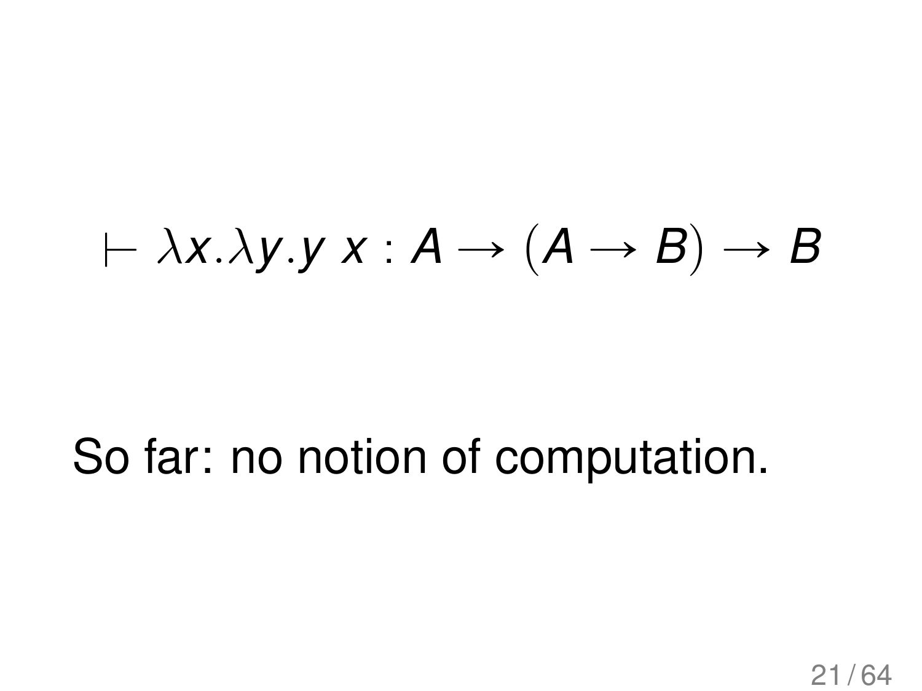$$\vdash \lambda x.\lambda y.y\ x : A \to (A \to B) \to B$$

So far: no notion of computation.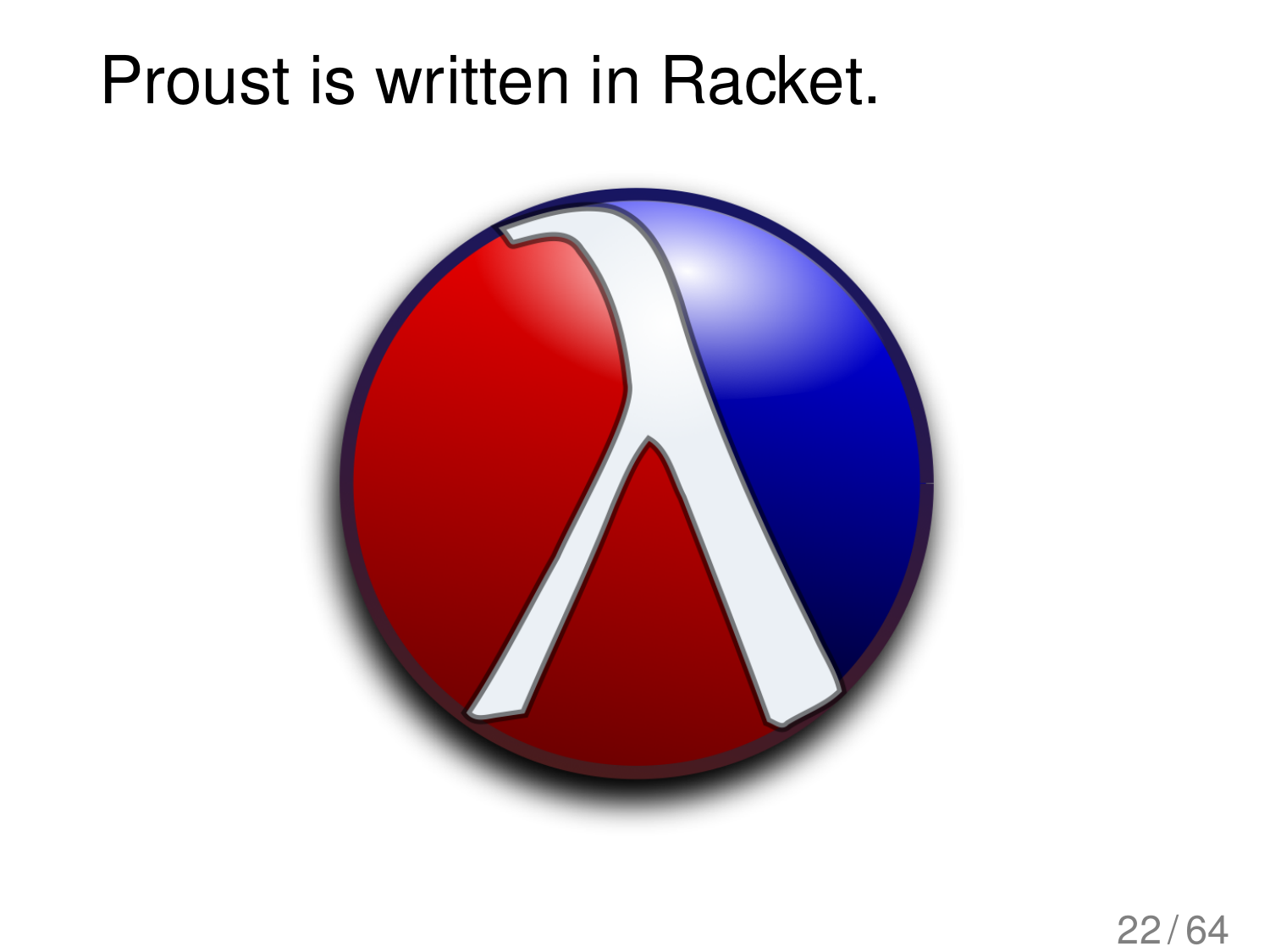# Proust is written in Racket.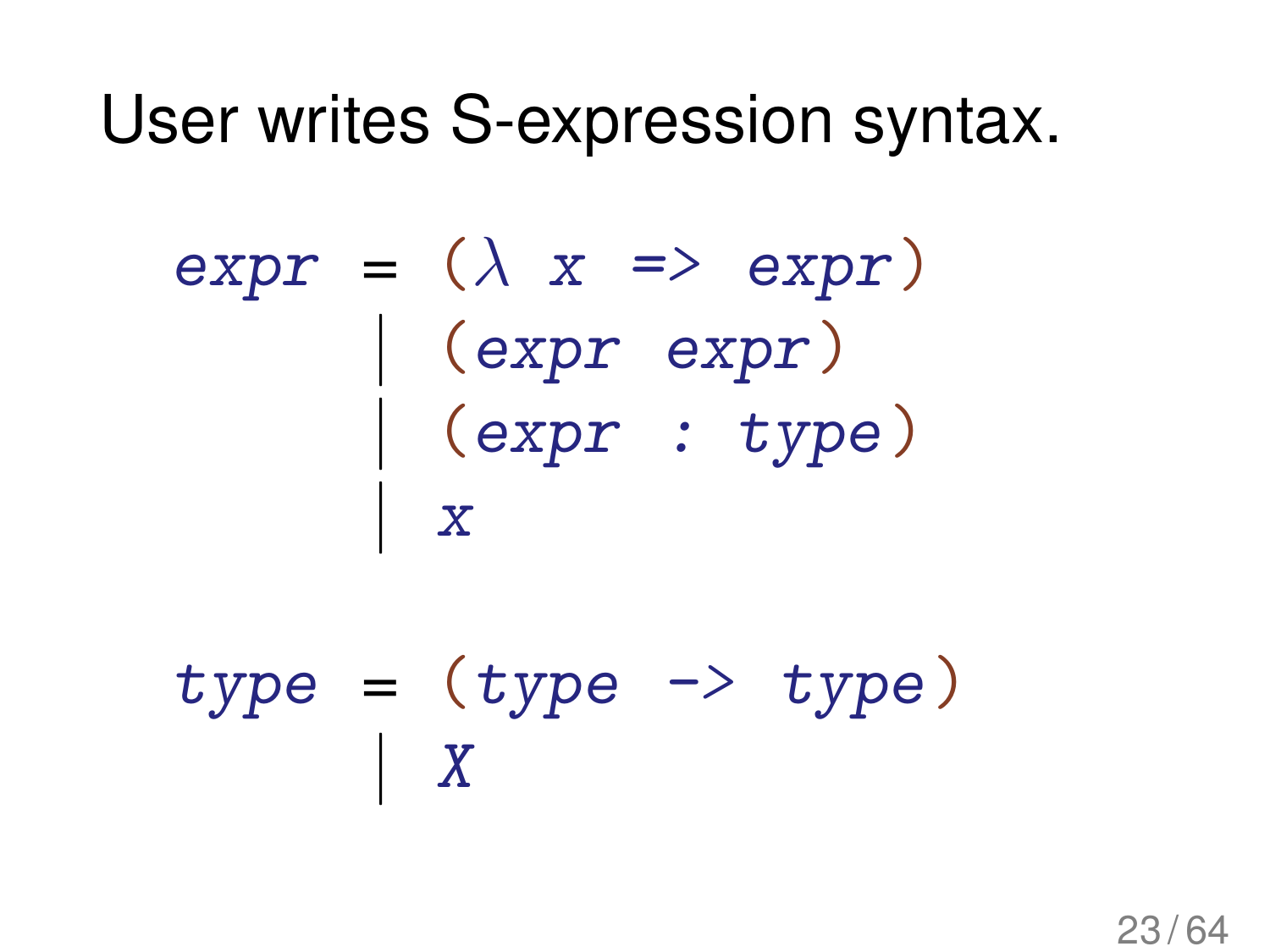User writes S-expression syntax.

```
expr = (λ x => expr)
     | (expr expr)
     | (expr : type)
     | x

type = (type -> type)
     | X
```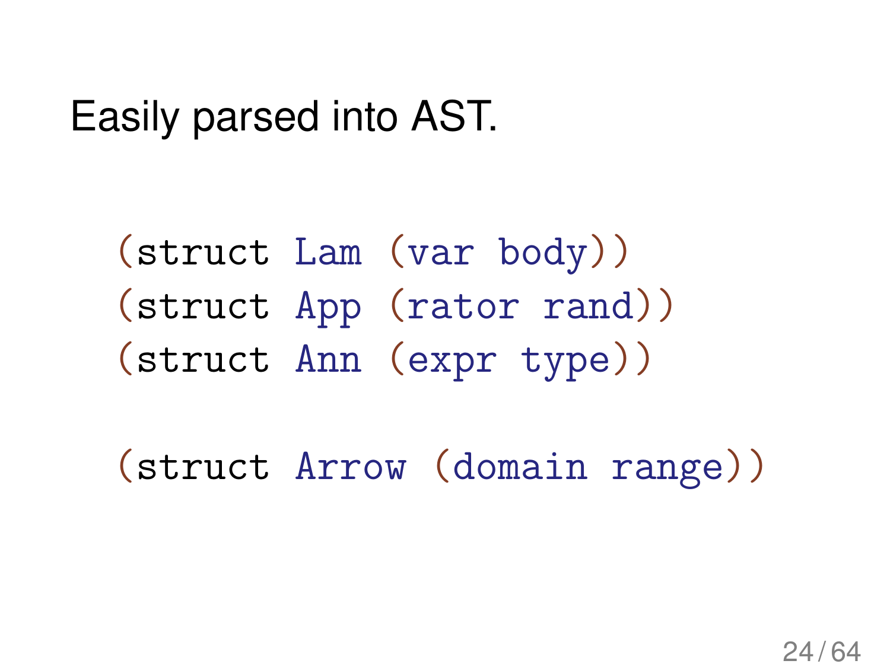Easily parsed into AST.

```
(struct Lam (var body))
(struct App (rator rand))
(struct Ann (expr type))

(struct Arrow (domain range))
```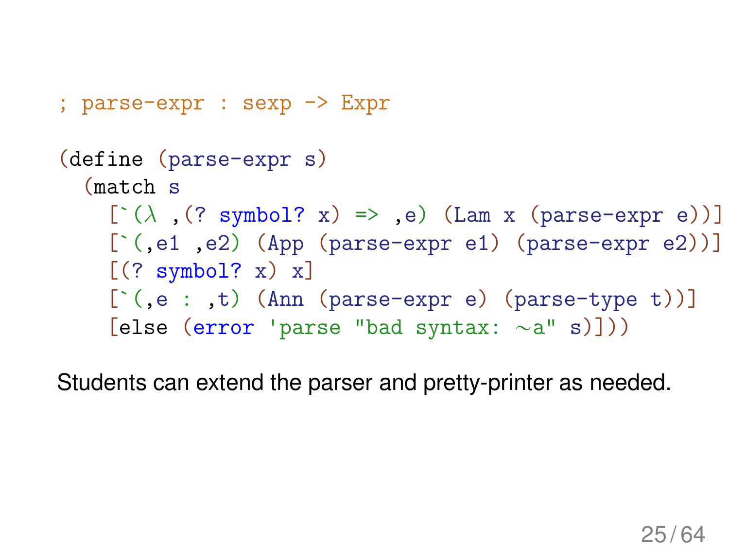```racket
; parse-expr : sexp -> Expr

(define (parse-expr s)
  (match s
    [`(λ ,(? symbol? x) => ,e) (Lam x (parse-expr e))]
    [`(,e1 ,e2) (App (parse-expr e1) (parse-expr e2))]
    [(? symbol? x) x]
    [`(,e : ,t) (Ann (parse-expr e) (parse-type t))]
    [else (error 'parse "bad syntax: ~a" s)]))
```

Students can extend the parser and pretty-printer as needed.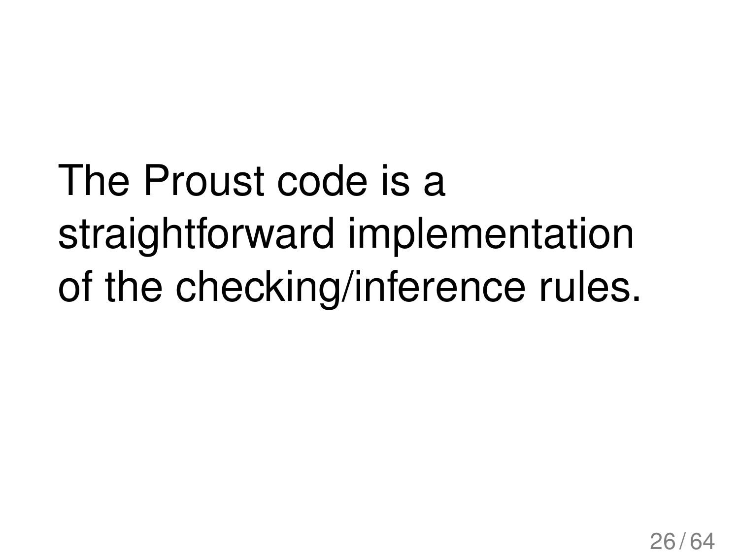The Proust code is a straightforward implementation of the checking/inference rules.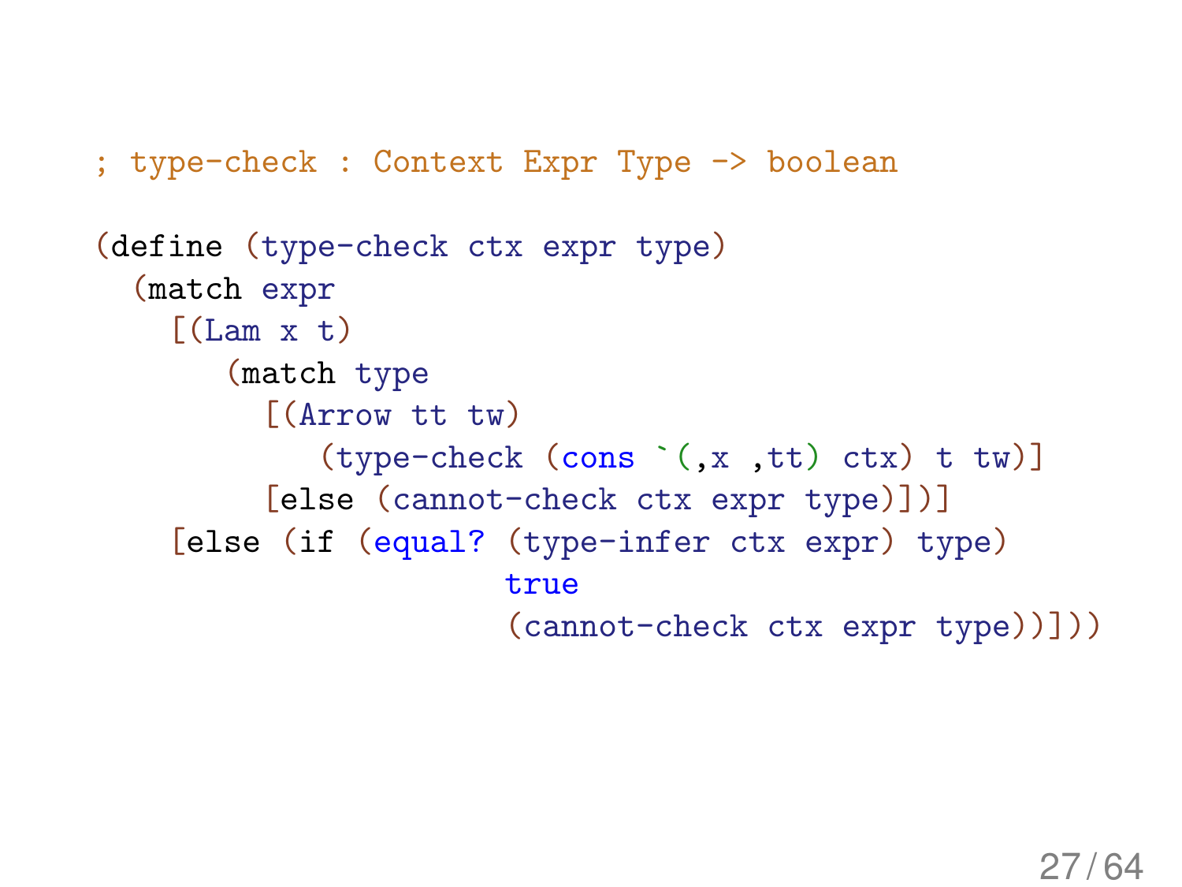```racket
; type-check : Context Expr Type -> boolean

(define (type-check ctx expr type)
  (match expr
    [(Lam x t)
       (match type
         [(Arrow tt tw)
            (type-check (cons `(,x ,tt) ctx) t tw)]
         [else (cannot-check ctx expr type)])]
    [else (if (equal? (type-infer ctx expr) type)
                      true
                      (cannot-check ctx expr type))]))
```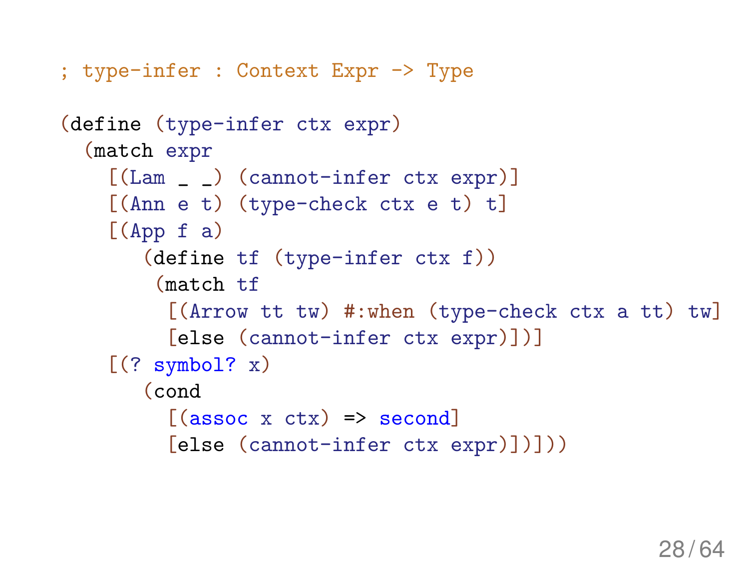```
; type-infer : Context Expr -> Type

(define (type-infer ctx expr)
  (match expr
    [(Lam _ _) (cannot-infer ctx expr)]
    [(Ann e t) (type-check ctx e t) t]
    [(App f a)
       (define tf (type-infer ctx f))
        (match tf
         [(Arrow tt tw) #:when (type-check ctx a tt) tw]
         [else (cannot-infer ctx expr)])]
    [(? symbol? x)
       (cond
         [(assoc x ctx) => second]
         [else (cannot-infer ctx expr)])]))
```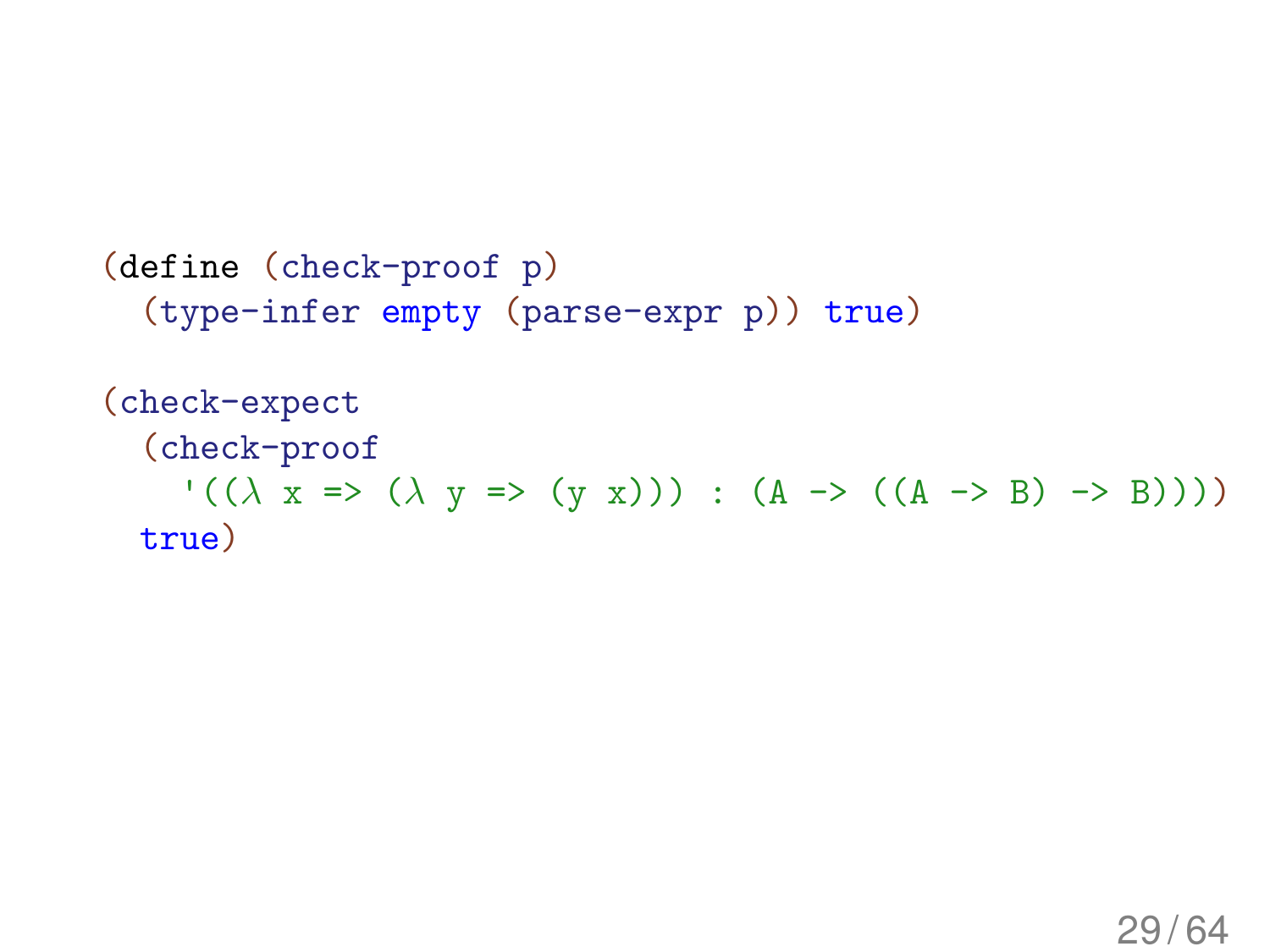```
(define (check-proof p)
  (type-infer empty (parse-expr p)) true)

(check-expect
  (check-proof
    '((λ x => (λ y => (y x))) : (A -> ((A -> B) -> B))))
  true)
```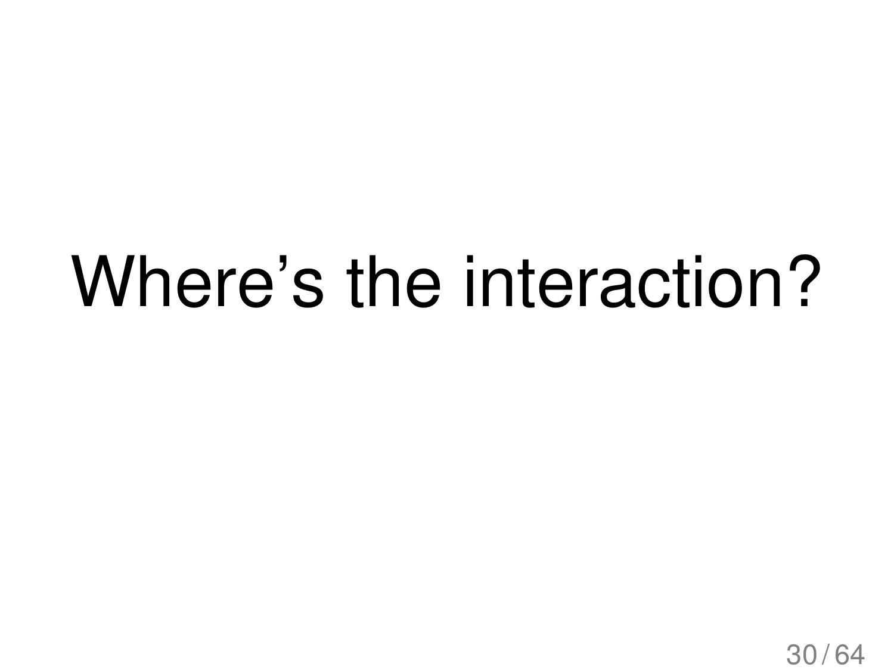# Where’s the interaction?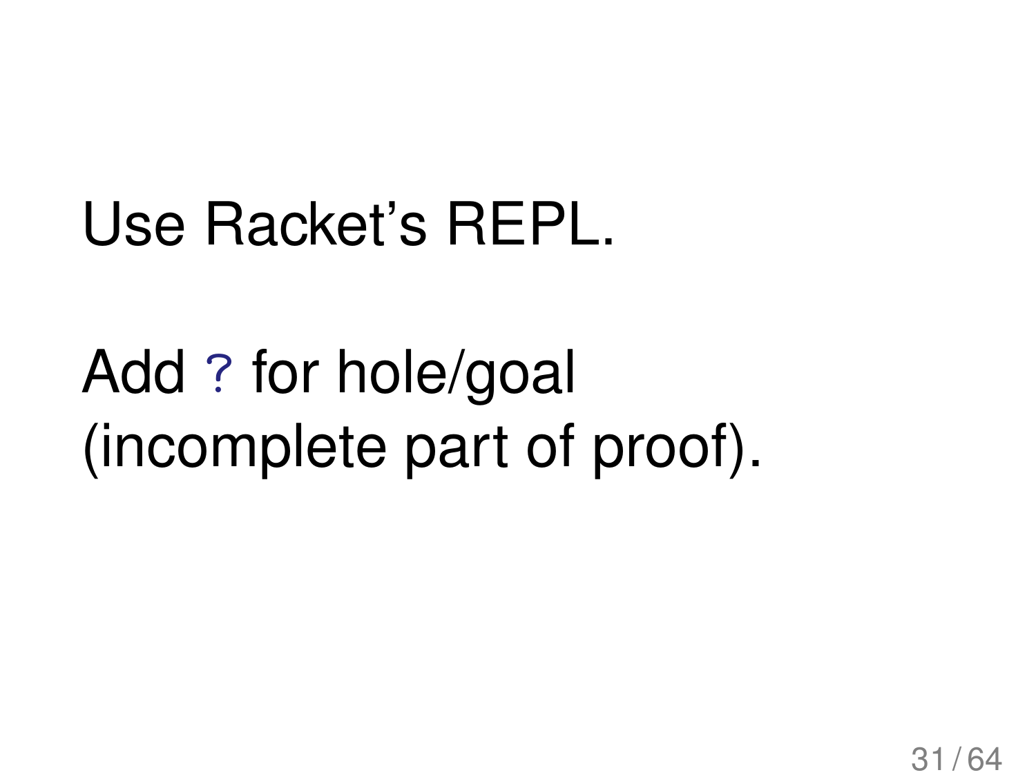Use Racket's REPL.

Add `?` for hole/goal (incomplete part of proof).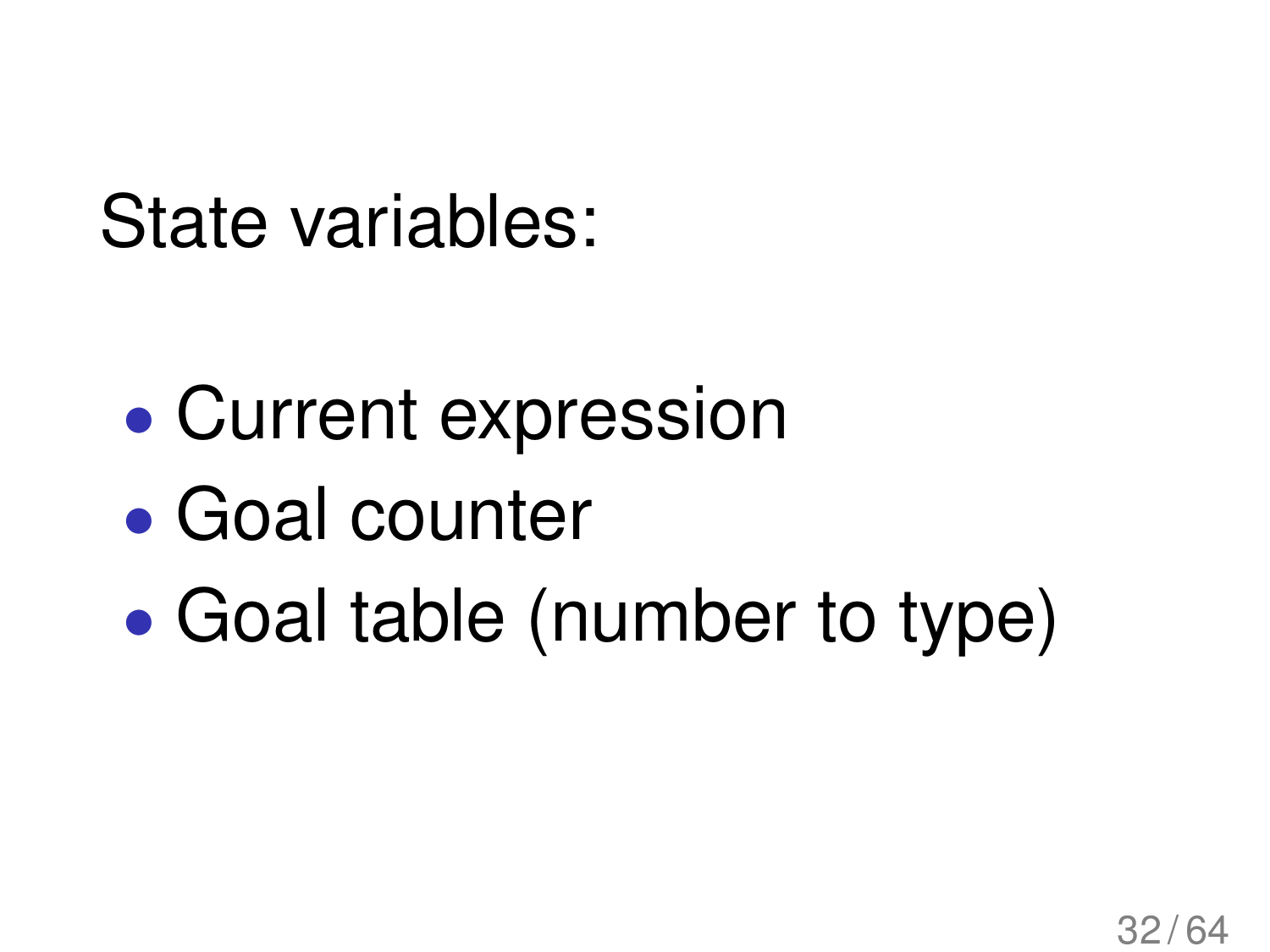State variables:

- Current expression
- Goal counter
- Goal table (number to type)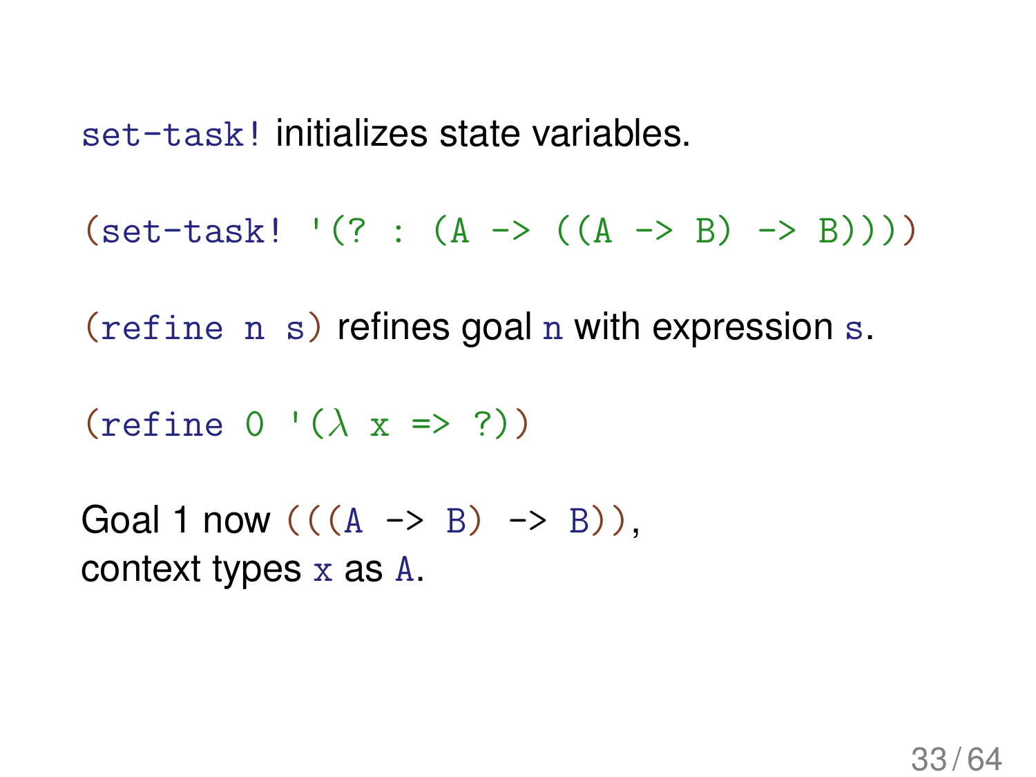`set-task!` initializes state variables.

```
(set-task! '(? : (A -> ((A -> B) -> B))))
```

`(refine n s)` refines goal `n` with expression `s`.

```
(refine 0 '(λ x => ?))
```

Goal 1 now `(((A -> B) -> B))`,
context types `x` as `A`.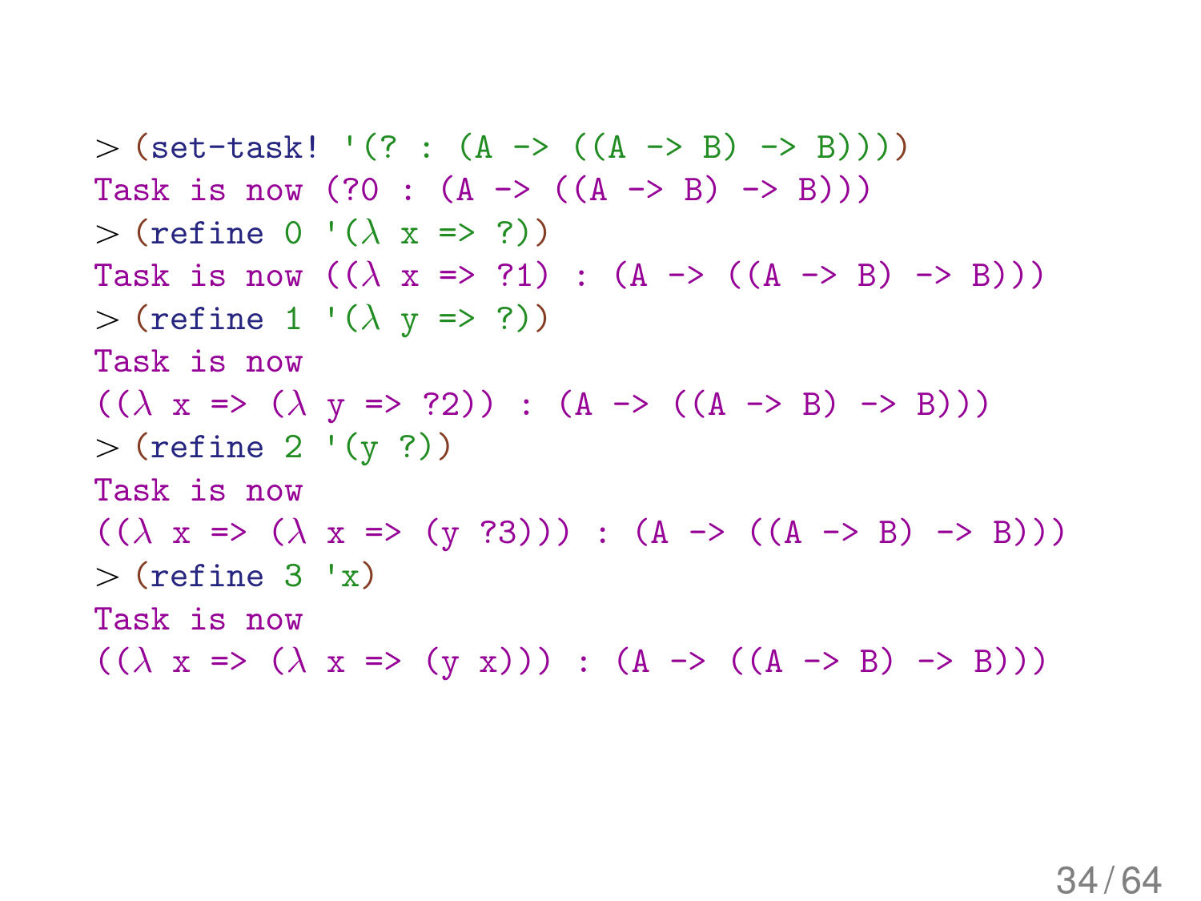```
> (set-task! '(? : (A -> ((A -> B) -> B))))
Task is now (?0 : (A -> ((A -> B) -> B)))
> (refine 0 '(λ x => ?))
Task is now ((λ x => ?1) : (A -> ((A -> B) -> B)))
> (refine 1 '(λ y => ?))
Task is now
((λ x => (λ y => ?2)) : (A -> ((A -> B) -> B)))
> (refine 2 '(y ?))
Task is now
((λ x => (λ x => (y ?3))) : (A -> ((A -> B) -> B)))
> (refine 3 'x)
Task is now
((λ x => (λ x => (y x))) : (A -> ((A -> B) -> B)))
```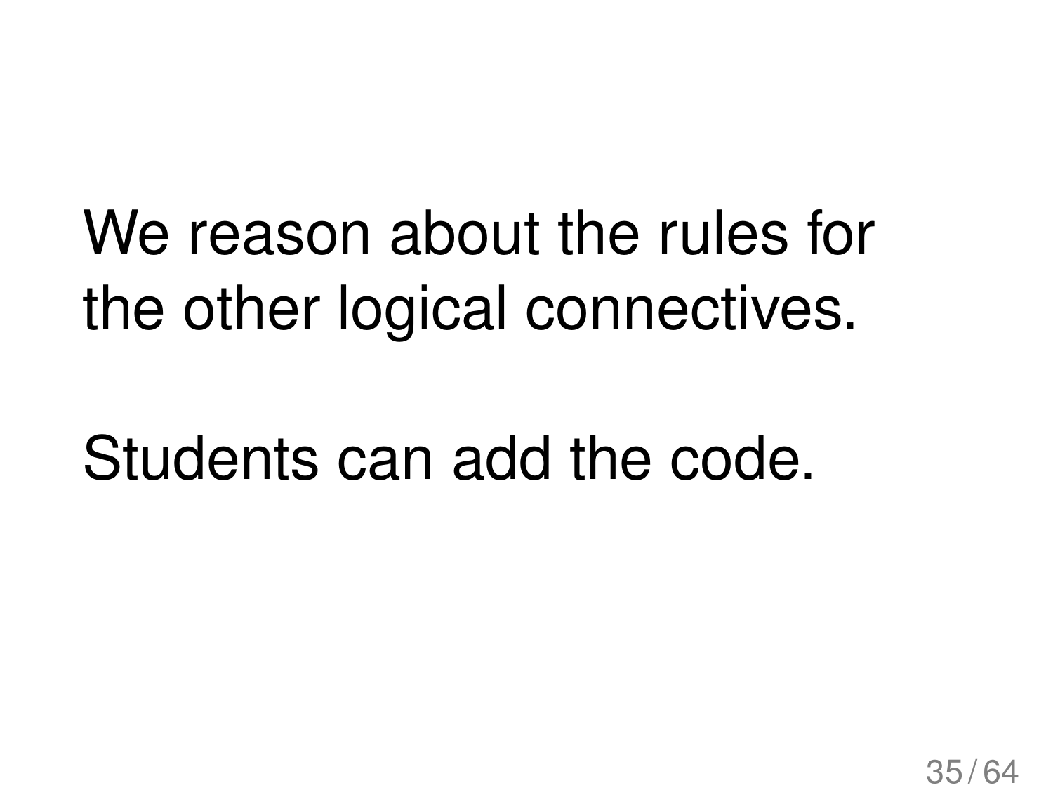We reason about the rules for the other logical connectives.

Students can add the code.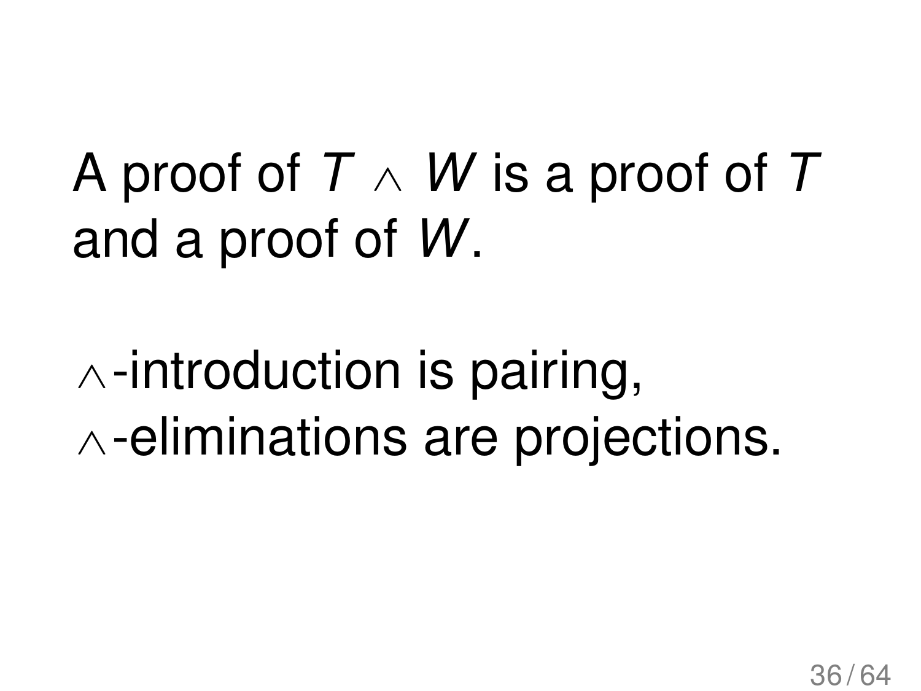A proof of $T \land W$ is a proof of $T$ and a proof of $W$.

$\land$-introduction is pairing,
$\land$-eliminations are projections.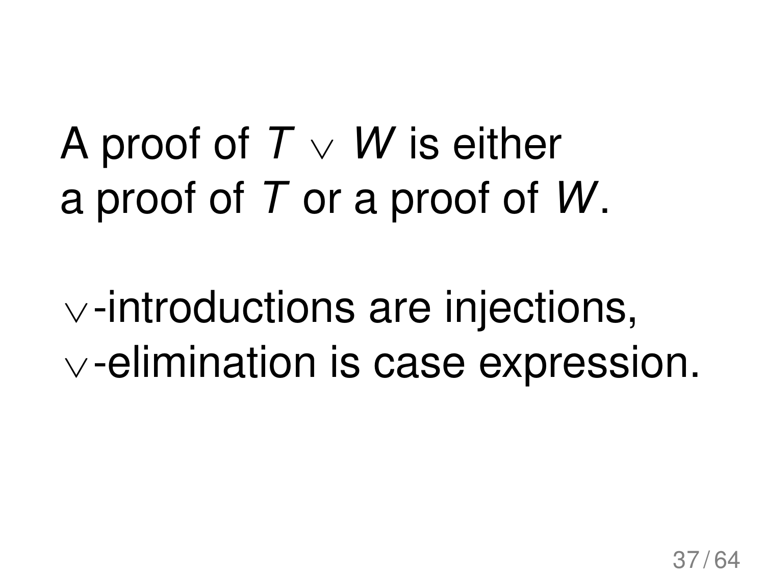A proof of $T \vee W$ is either
a proof of $T$ or a proof of $W$.

$\vee$-introductions are injections,
$\vee$-elimination is case expression.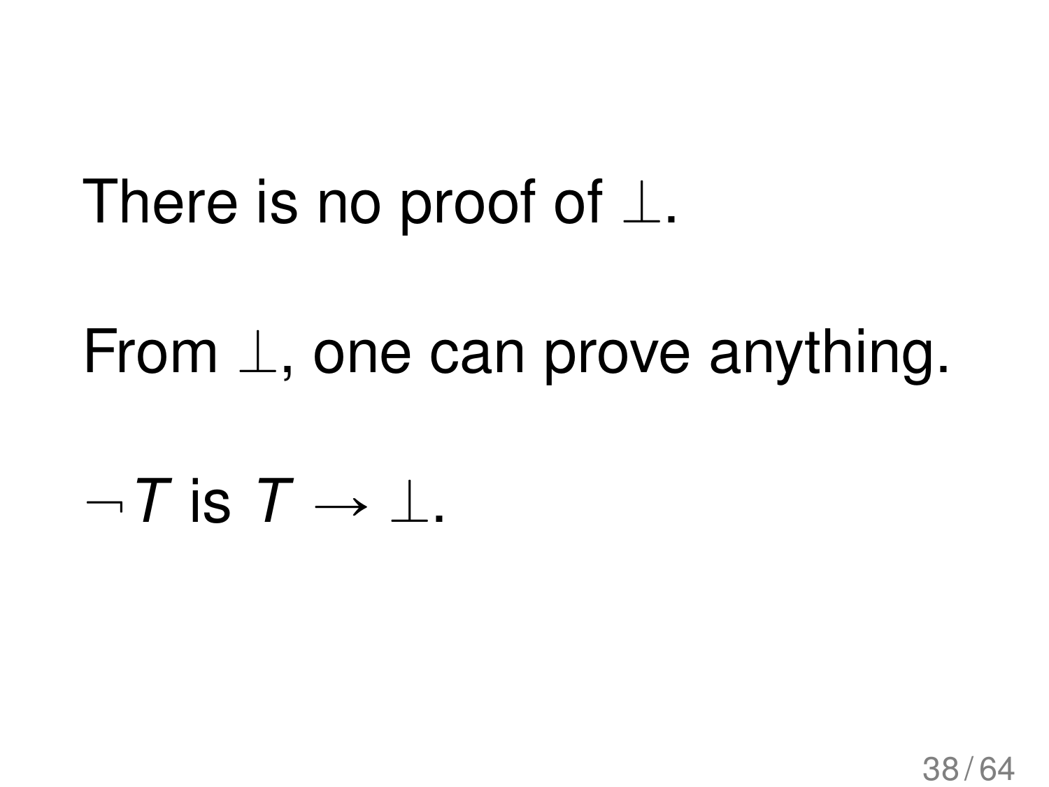There is no proof of $\bot$.

From $\bot$, one can prove anything.

$\neg T$ is $T \to \bot$.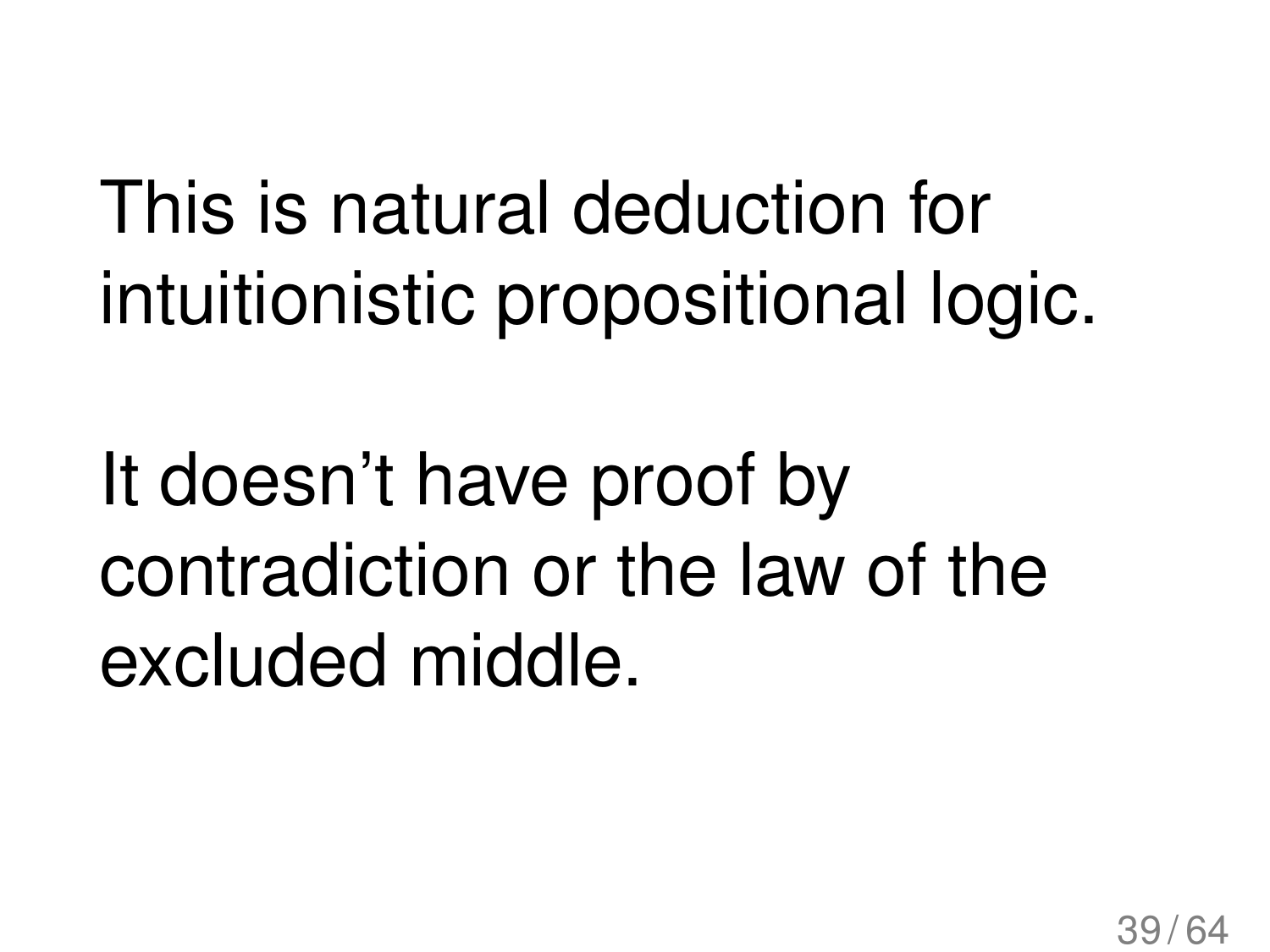This is natural deduction for intuitionistic propositional logic.

It doesn't have proof by contradiction or the law of the excluded middle.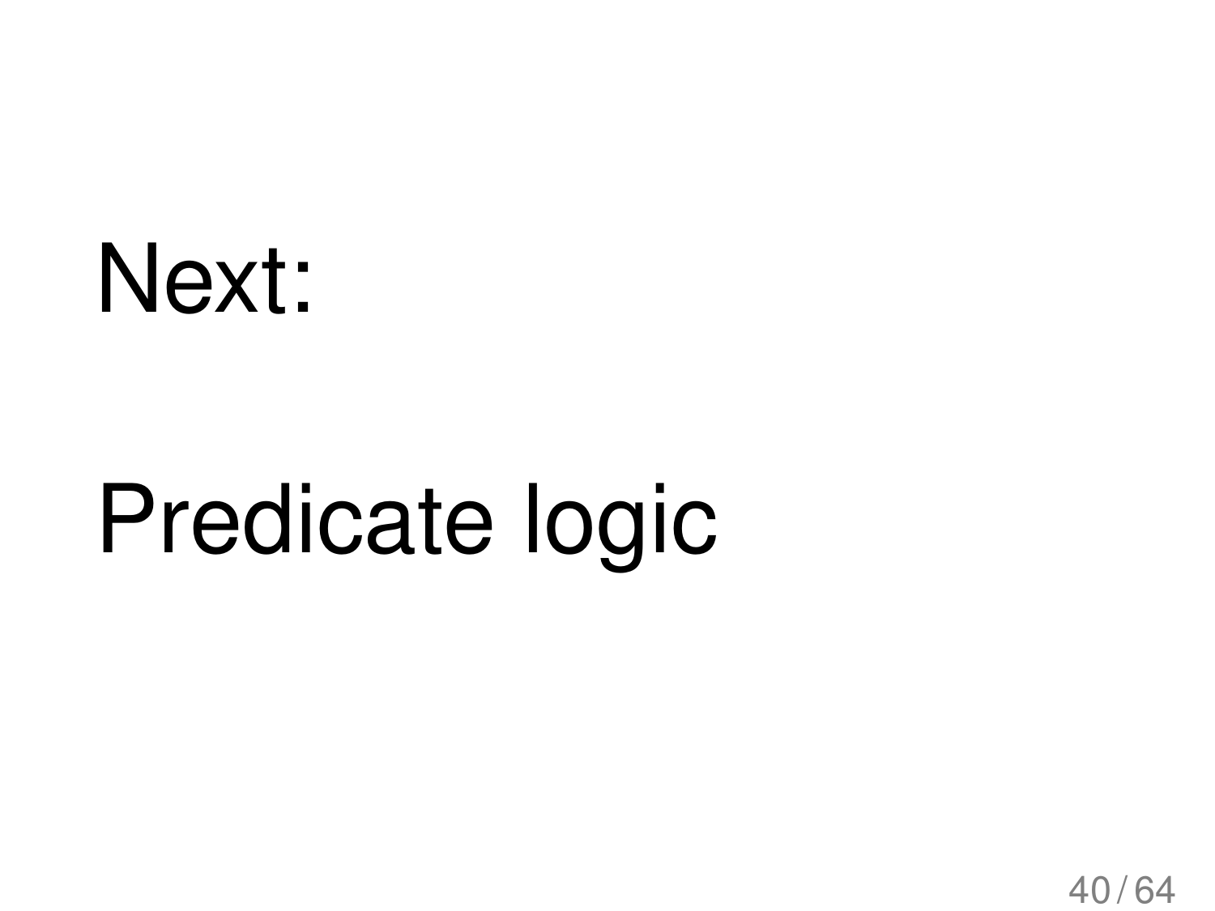Next:

Predicate logic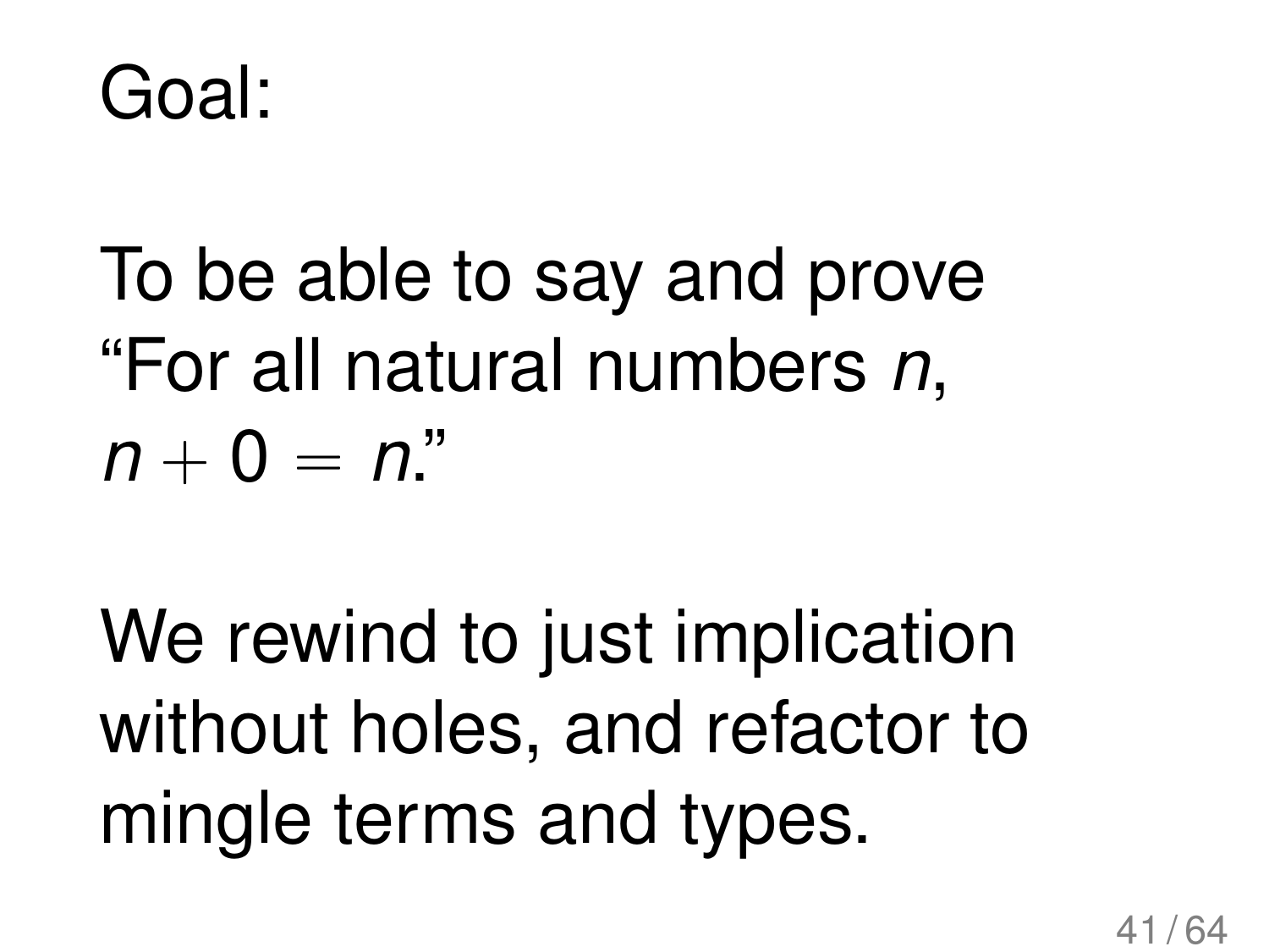Goal:

To be able to say and prove "For all natural numbers $n$, $n + 0 = n$."

We rewind to just implication without holes, and refactor to mingle terms and types.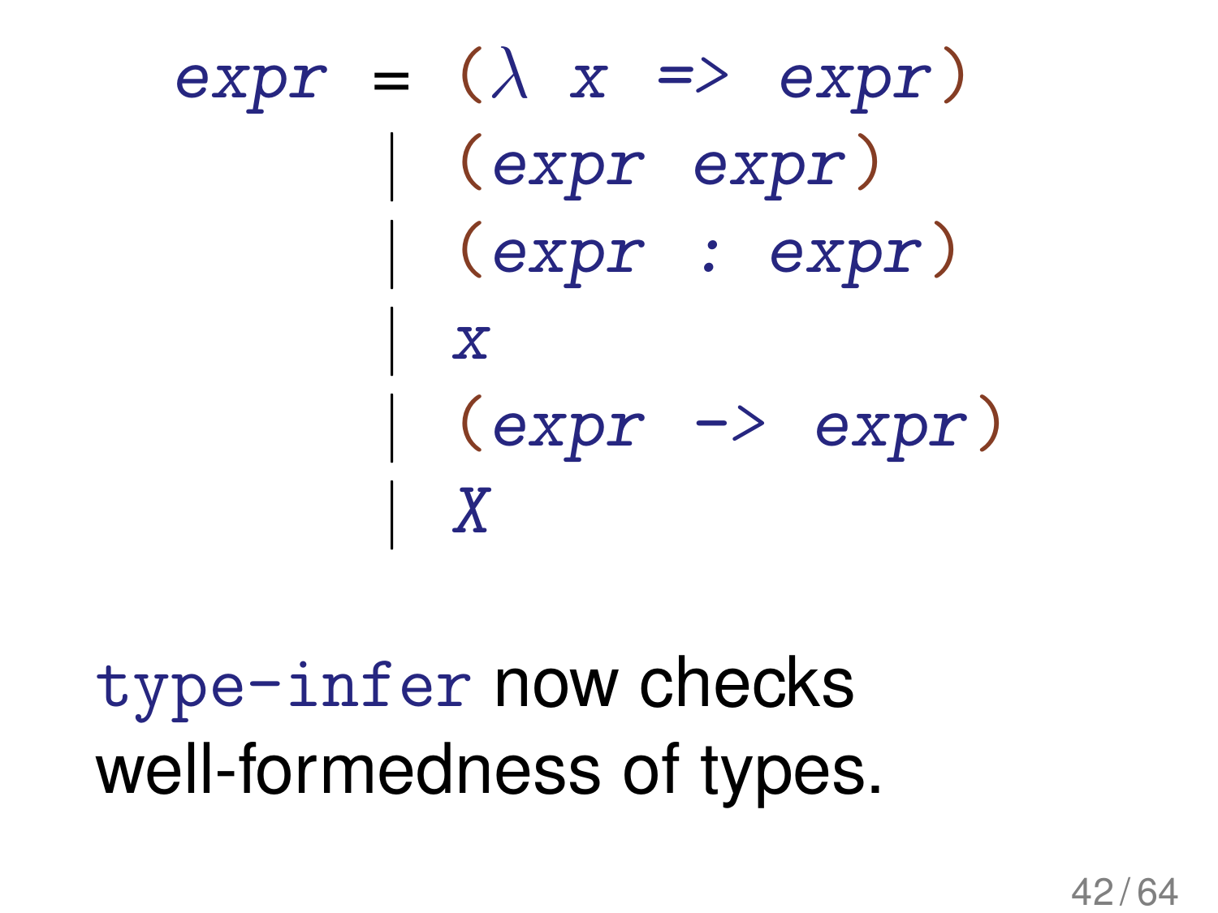```
expr = (λ x => expr)
     | (expr expr)
     | (expr : expr)
     | x
     | (expr -> expr)
     | X
```

`type-infer` now checks well-formedness of types.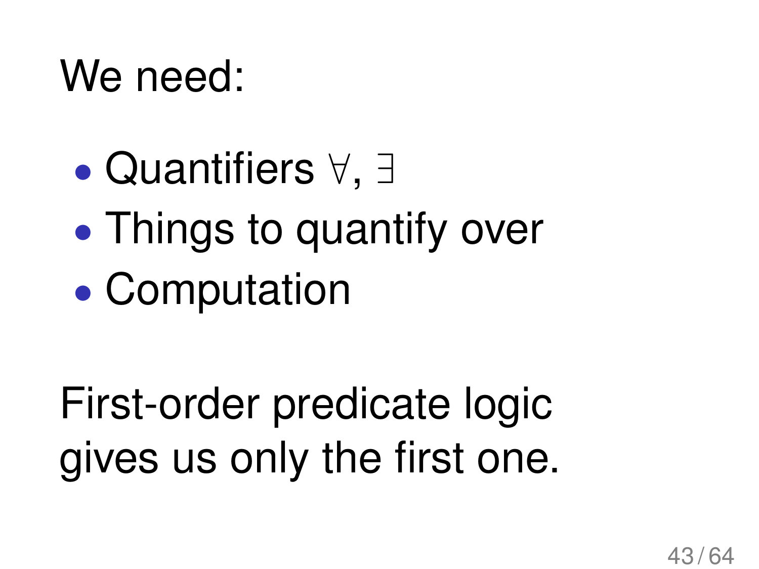We need:

- Quantifiers $\forall$, $\exists$
- Things to quantify over
- Computation

First-order predicate logic gives us only the first one.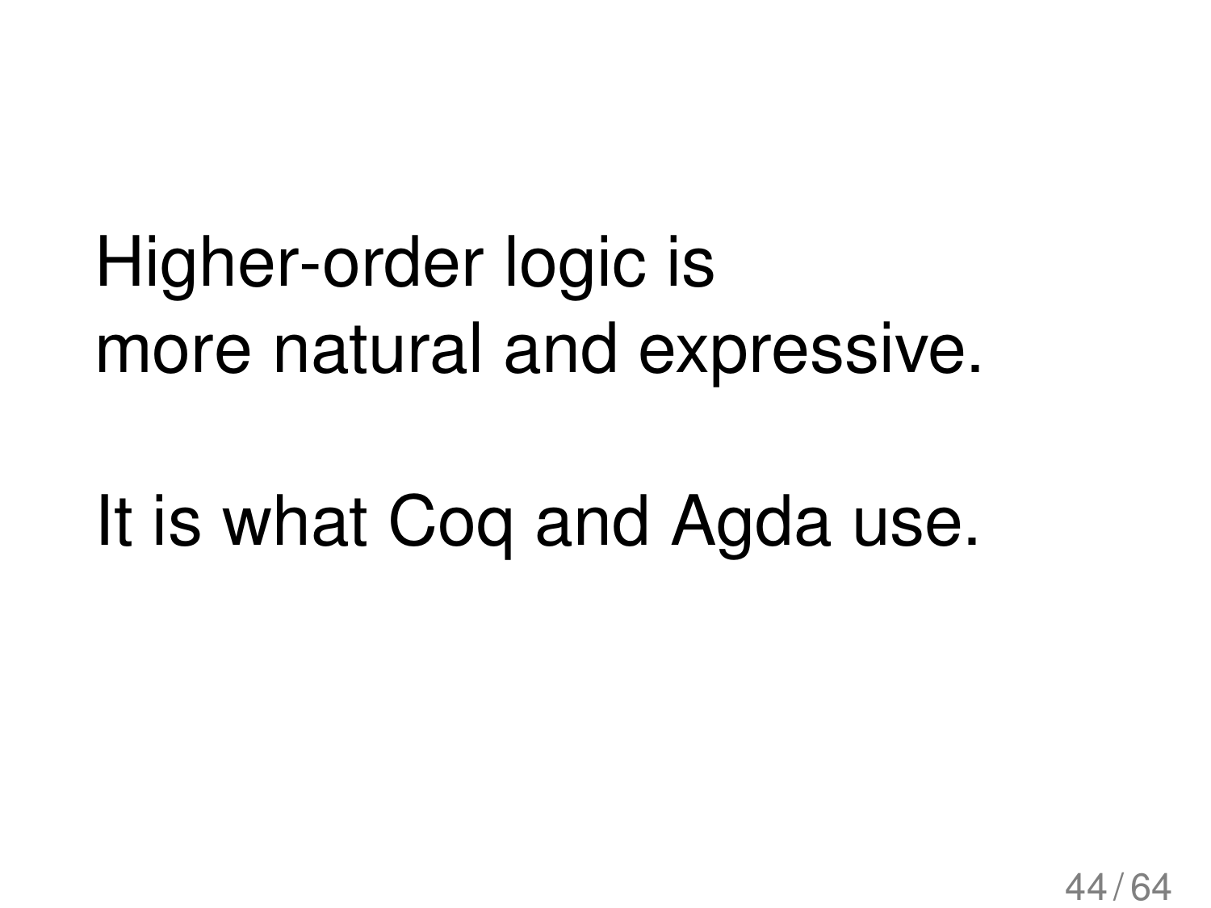Higher-order logic is
more natural and expressive.

It is what Coq and Agda use.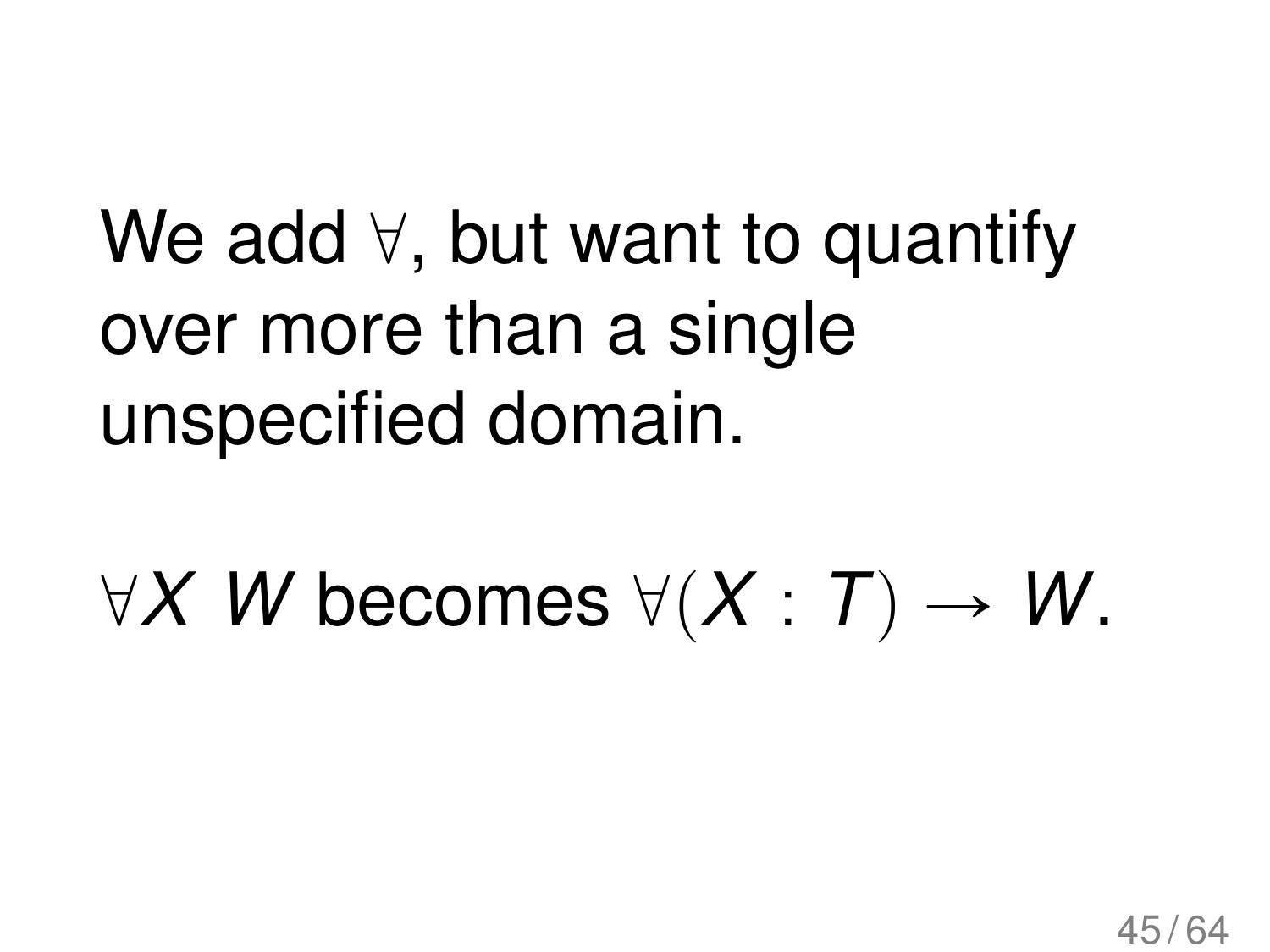We add $\forall$, but want to quantify over more than a single unspecified domain.

$\forall X\ W$ becomes $\forall (X : T) \to W$.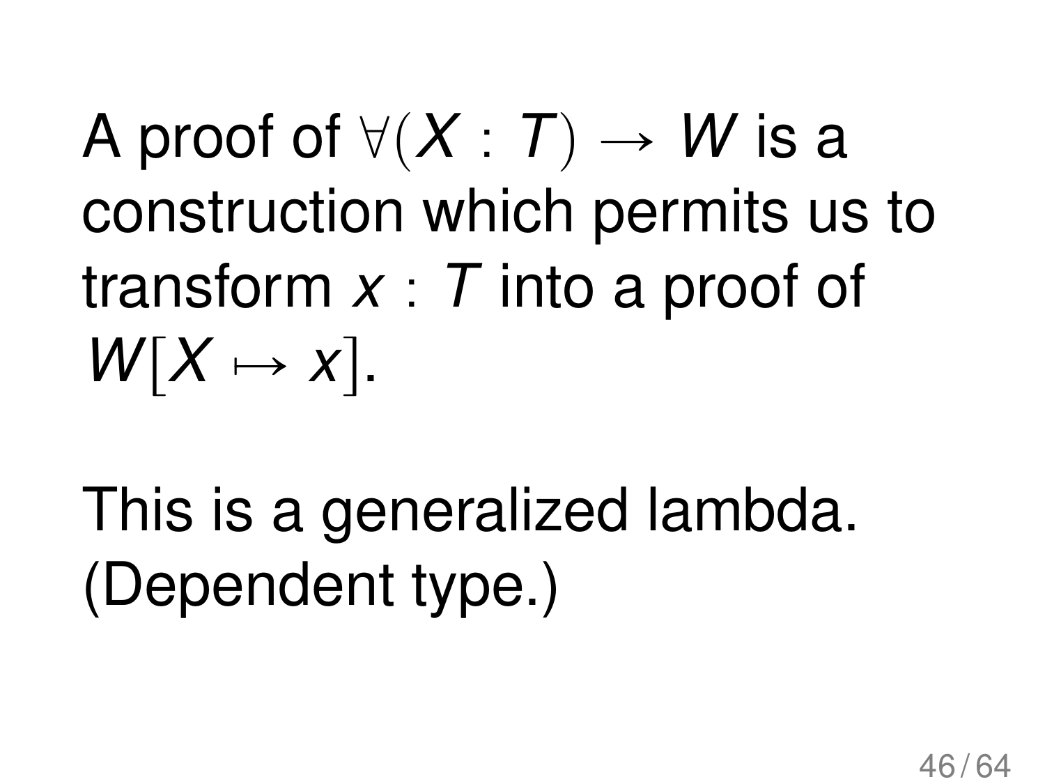A proof of $\forall(X : T) \to W$ is a construction which permits us to transform $x : T$ into a proof of $W[X \mapsto x]$.

This is a generalized lambda. (Dependent type.)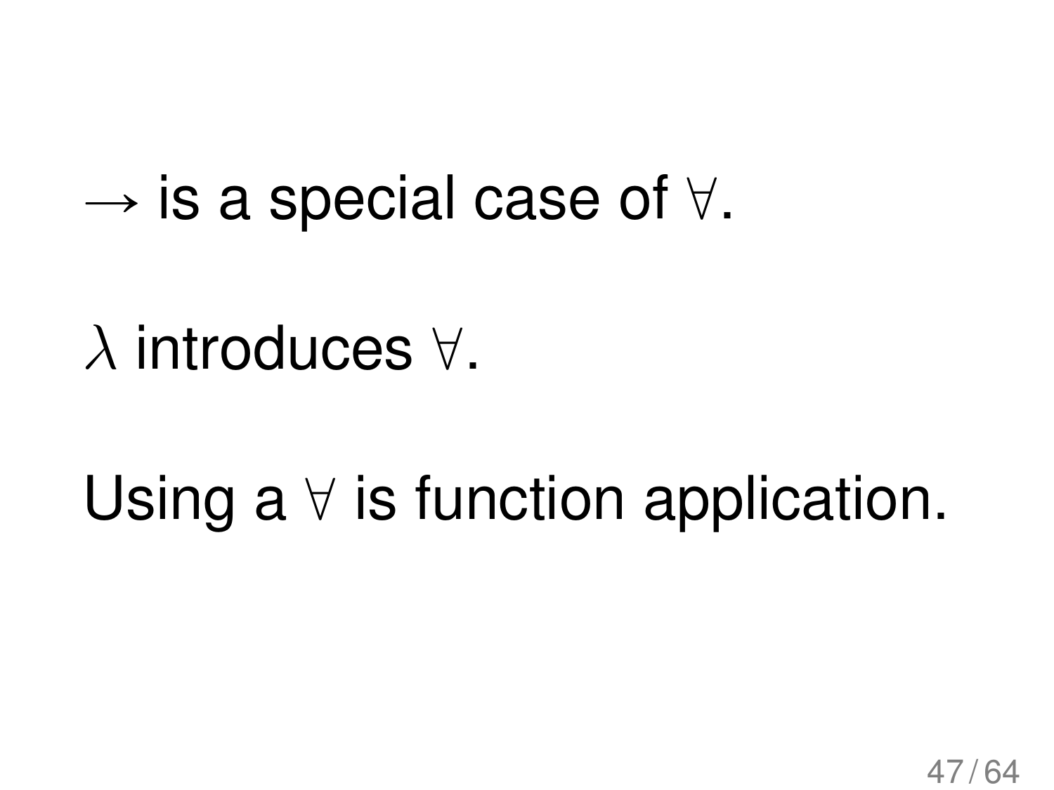$\rightarrow$ is a special case of $\forall$.

$\lambda$ introduces $\forall$.

Using a $\forall$ is function application.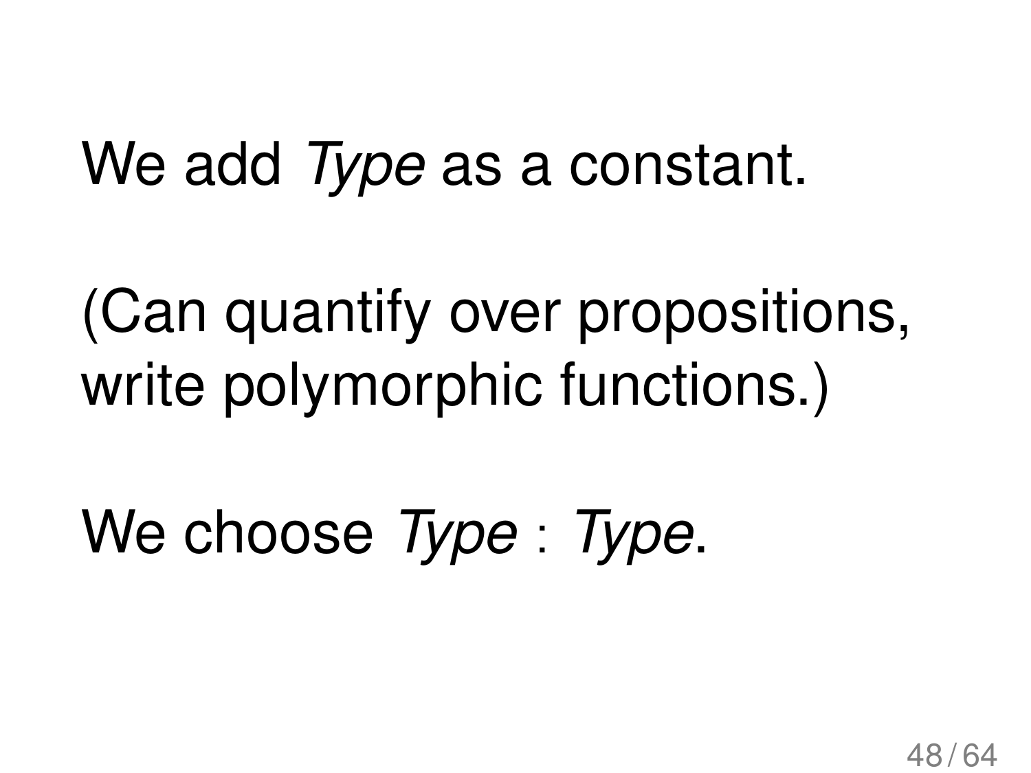We add *Type* as a constant.

(Can quantify over propositions, write polymorphic functions.)

We choose *Type* : *Type*.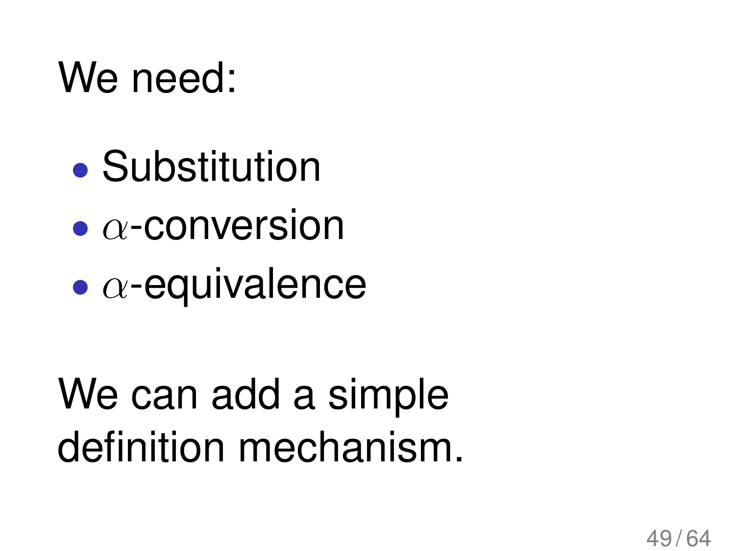We need:

- Substitution
- $\alpha$-conversion
- $\alpha$-equivalence

We can add a simple definition mechanism.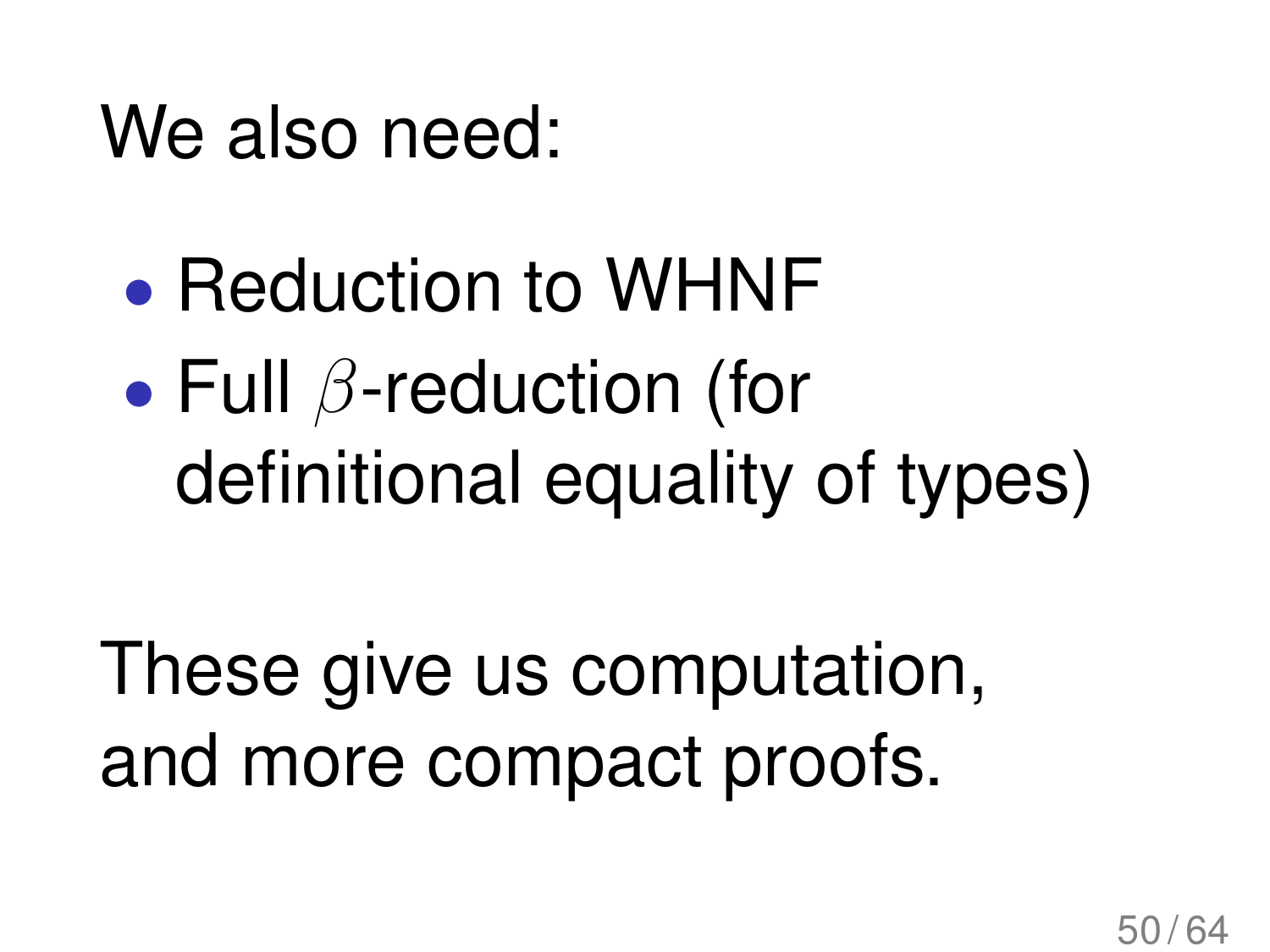We also need:

- Reduction to WHNF
- Full $\beta$-reduction (for definitional equality of types)

These give us computation, and more compact proofs.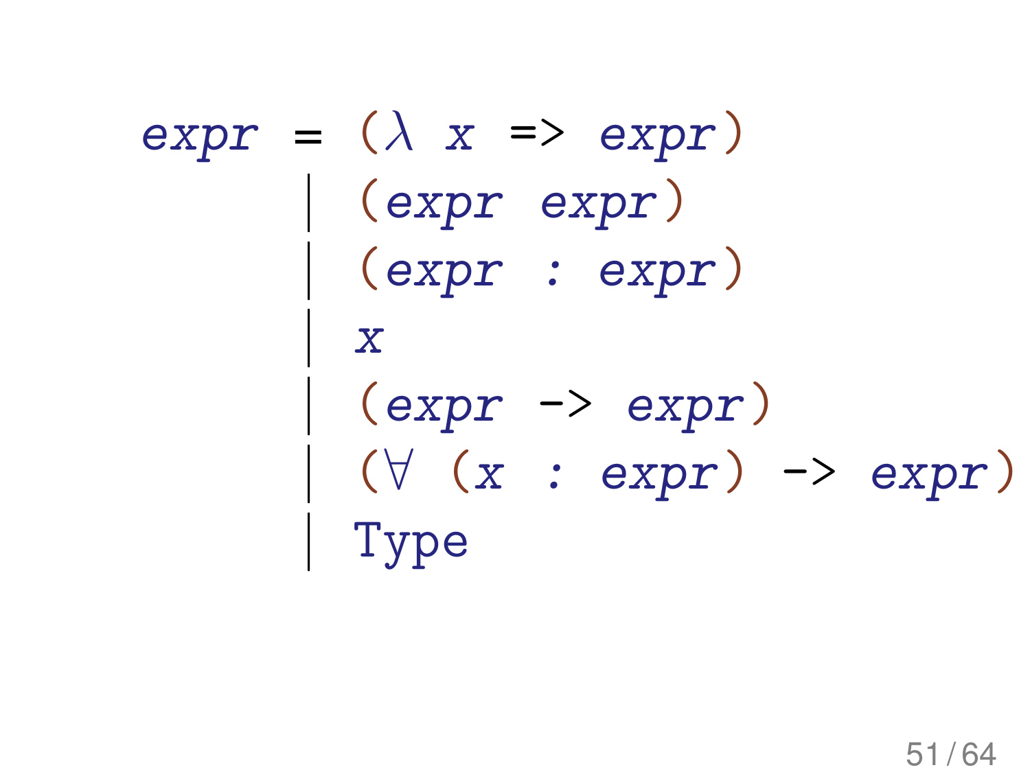```
expr = (λ x => expr)
     | (expr expr)
     | (expr : expr)
     | x
     | (expr -> expr)
     | (∀ (x : expr) -> expr)
     | Type
```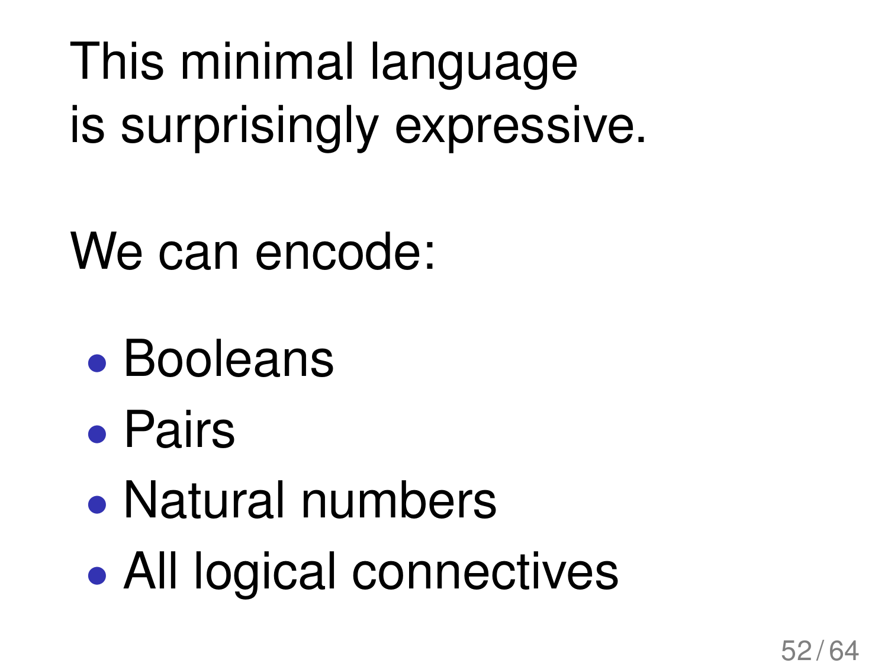This minimal language
is surprisingly expressive.

We can encode:

- Booleans
- Pairs
- Natural numbers
- All logical connectives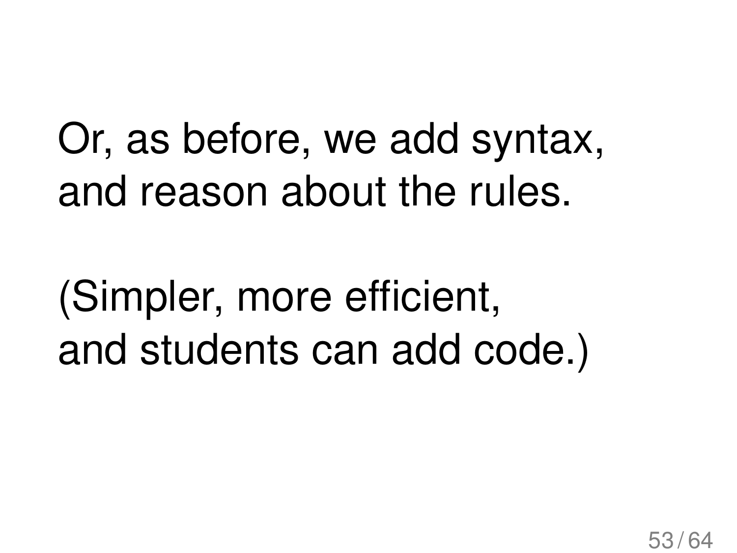Or, as before, we add syntax,
and reason about the rules.

(Simpler, more efficient,
and students can add code.)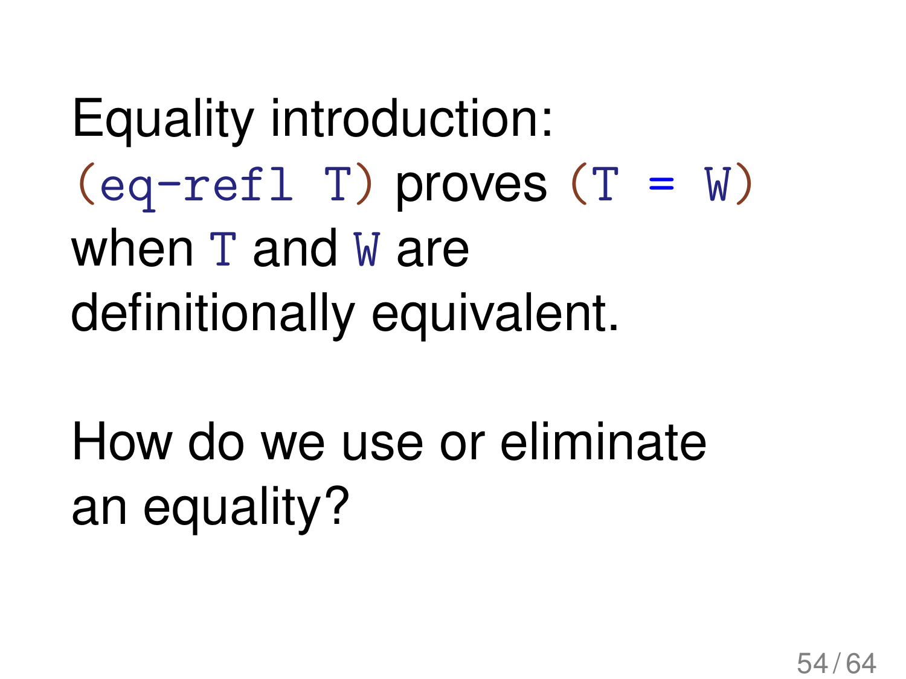Equality introduction: `(eq-refl T)` proves `(T = W)` when `T` and `W` are definitionally equivalent.

How do we use or eliminate an equality?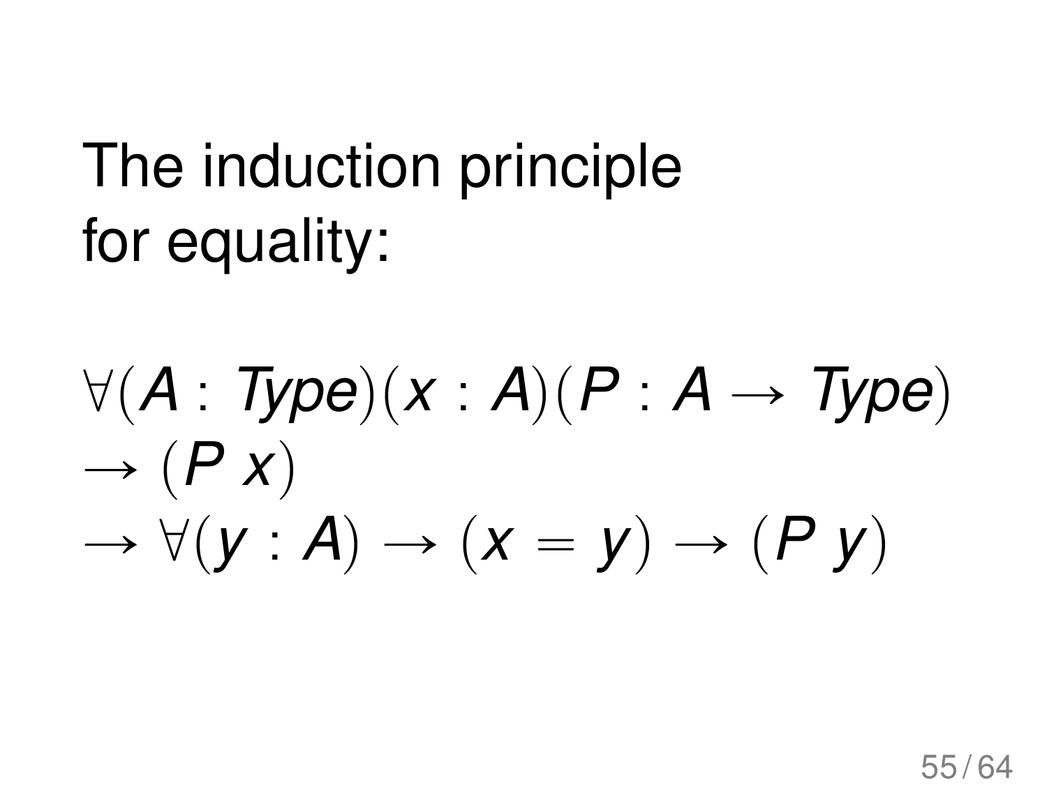The induction principle for equality:

$$
\begin{aligned}
&\forall (A : \mathit{Type})(x : A)(P : A \to \mathit{Type}) \\
&\to (P\ x) \\
&\to \forall (y : A) \to (x = y) \to (P\ y)
\end{aligned}
$$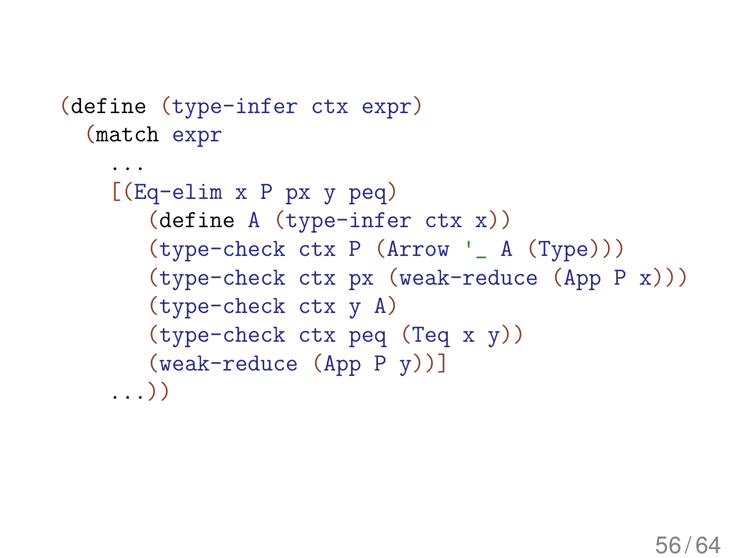```
(define (type-infer ctx expr)
  (match expr
    ...
    [(Eq-elim x P px y peq)
       (define A (type-infer ctx x))
       (type-check ctx P (Arrow '_ A (Type)))
       (type-check ctx px (weak-reduce (App P x)))
       (type-check ctx y A)
       (type-check ctx peq (Teq x y))
       (weak-reduce (App P y))]
    ...))
```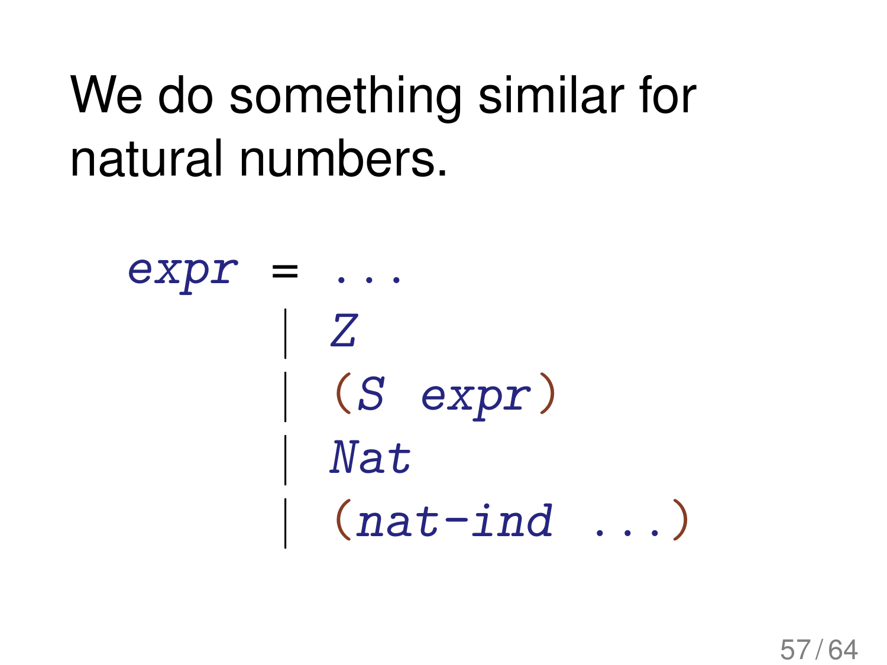We do something similar for natural numbers.

```
expr = ...
     | Z
     | (S expr)
     | Nat
     | (nat-ind ...)
```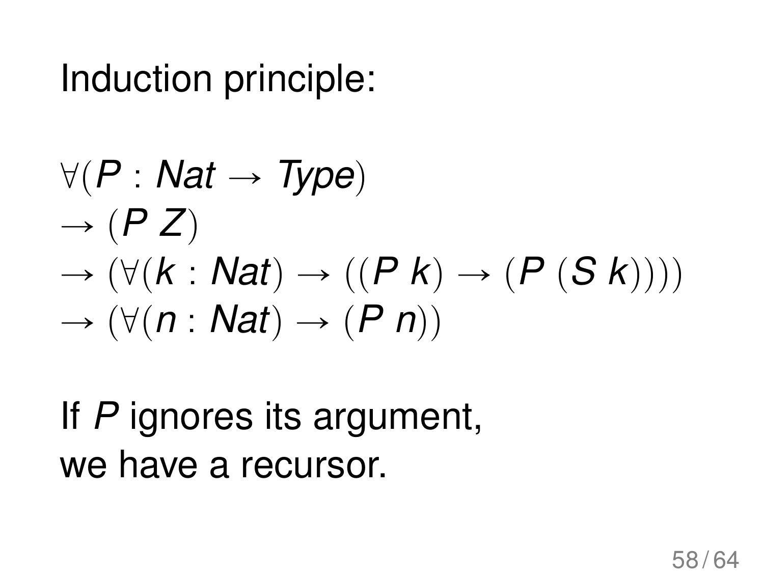Induction principle:

$$
\begin{aligned}
&\forall(P : \mathit{Nat} \to \mathit{Type})\\
&\to (P\ Z)\\
&\to (\forall(k : \mathit{Nat}) \to ((P\ k) \to (P\ (S\ k))))\\
&\to (\forall(n : \mathit{Nat}) \to (P\ n))
\end{aligned}
$$

If $P$ ignores its argument,
we have a recursor.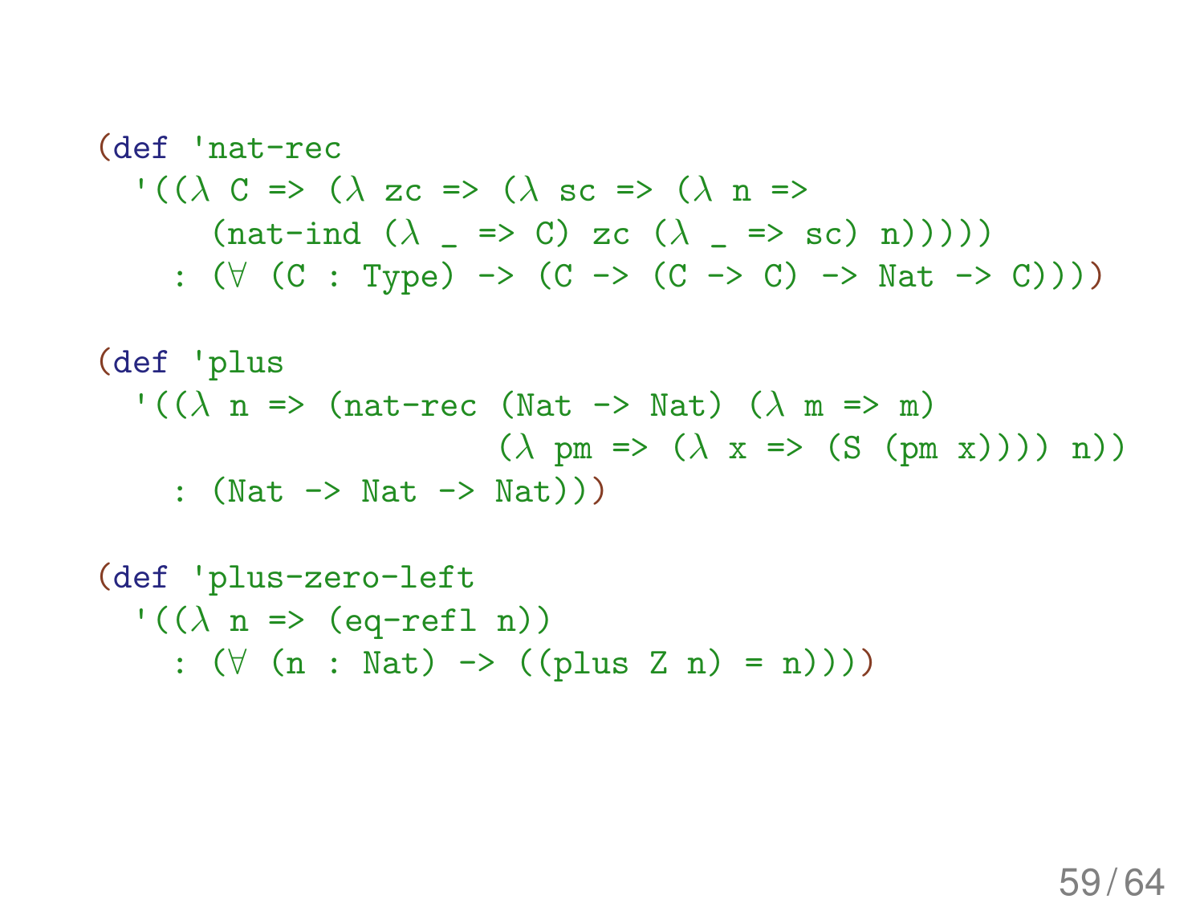```
(def 'nat-rec
  '((λ C => (λ zc => (λ sc => (λ n =>
      (nat-ind (λ _ => C) zc (λ _ => sc) n)))))
    : (∀ (C : Type) -> (C -> (C -> C) -> Nat -> C))))

(def 'plus
  '((λ n => (nat-rec (Nat -> Nat) (λ m => m)
                     (λ pm => (λ x => (S (pm x)))) n))
    : (Nat -> Nat -> Nat)))

(def 'plus-zero-left
  '((λ n => (eq-refl n))
    : (∀ (n : Nat) -> ((plus Z n) = n))))
```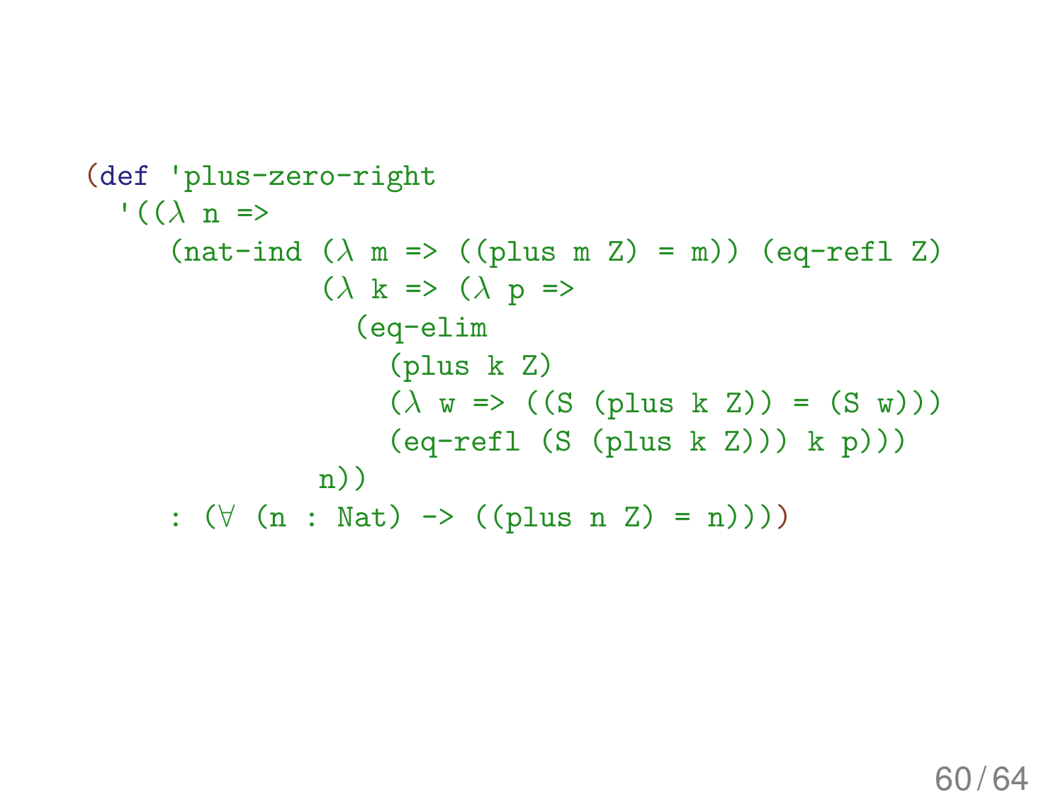```
(def 'plus-zero-right
  '((λ n =>
     (nat-ind (λ m => ((plus m Z) = m)) (eq-refl Z)
              (λ k => (λ p =>
                (eq-elim
                  (plus k Z)
                  (λ w => ((S (plus k Z)) = (S w)))
                  (eq-refl (S (plus k Z))) k p)))
              n))
    : (∀ (n : Nat) -> ((plus n Z) = n))))
```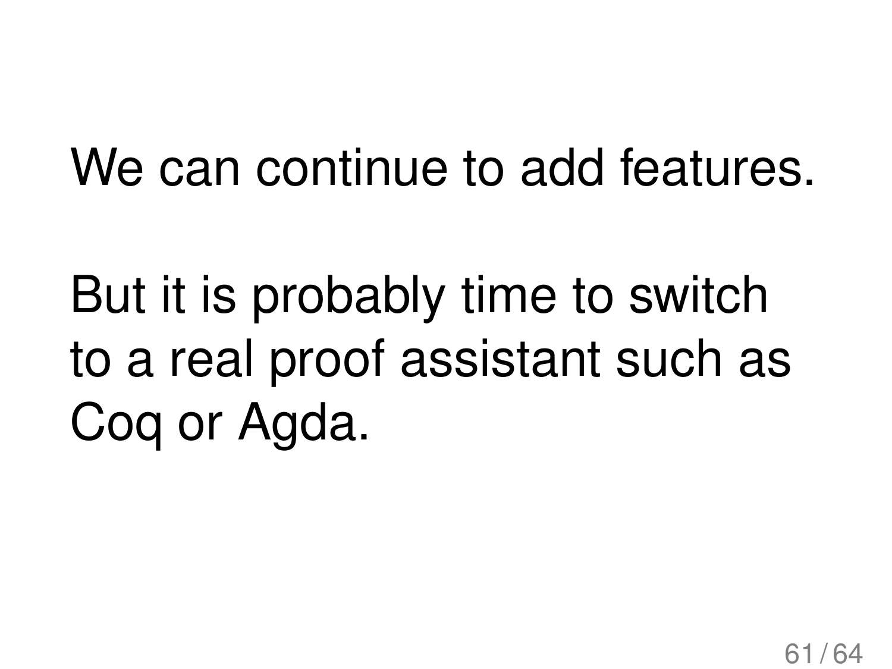We can continue to add features.

But it is probably time to switch to a real proof assistant such as Coq or Agda.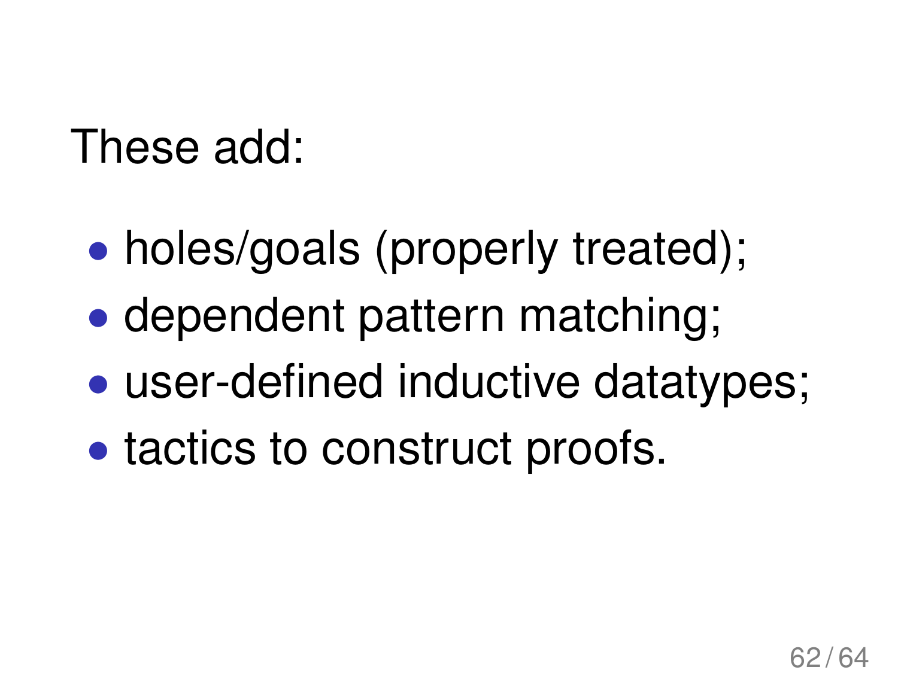These add:

- holes/goals (properly treated);
- dependent pattern matching;
- user-defined inductive datatypes;
- tactics to construct proofs.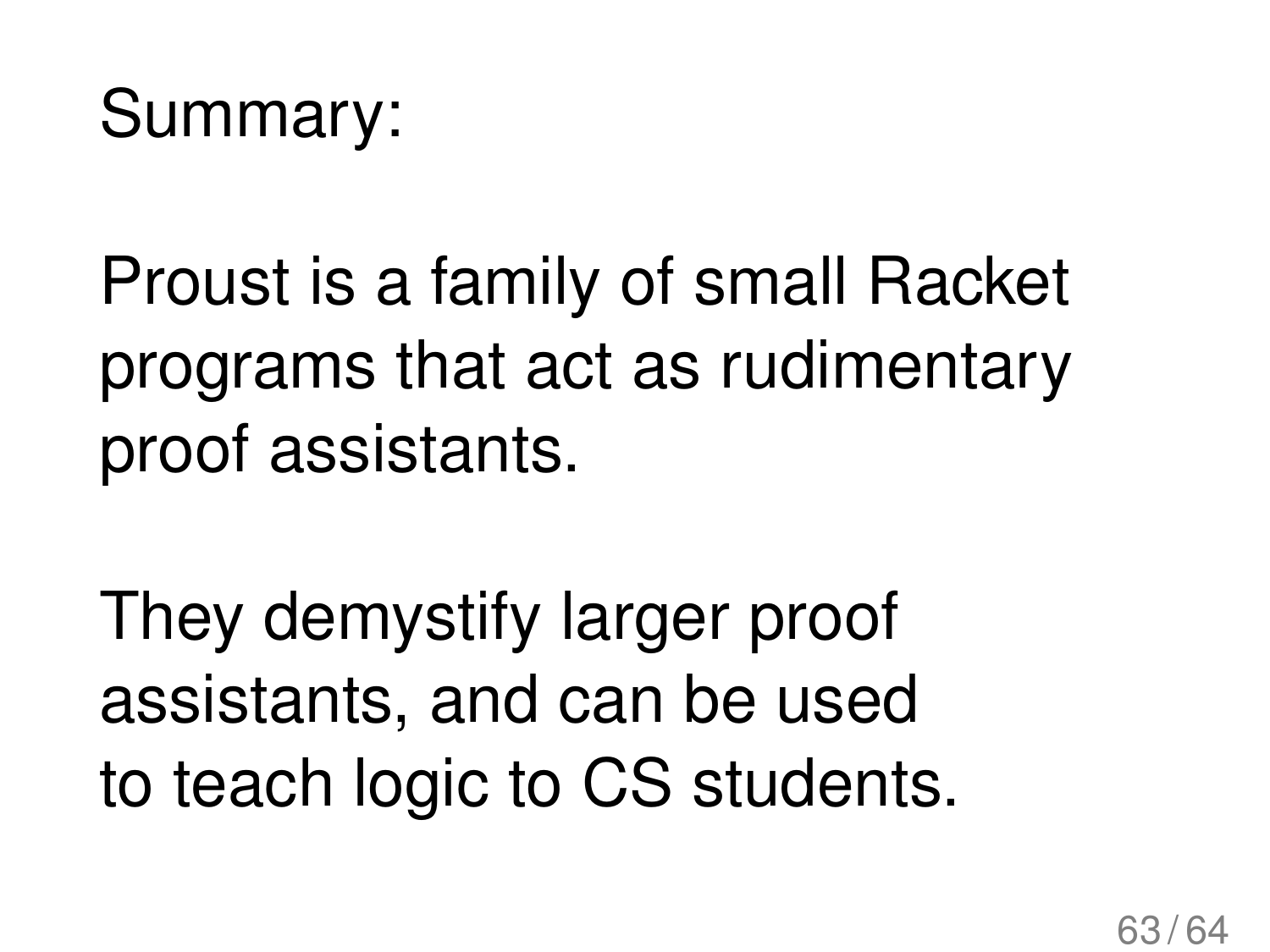Summary:

Proust is a family of small Racket programs that act as rudimentary proof assistants.

They demystify larger proof assistants, and can be used to teach logic to CS students.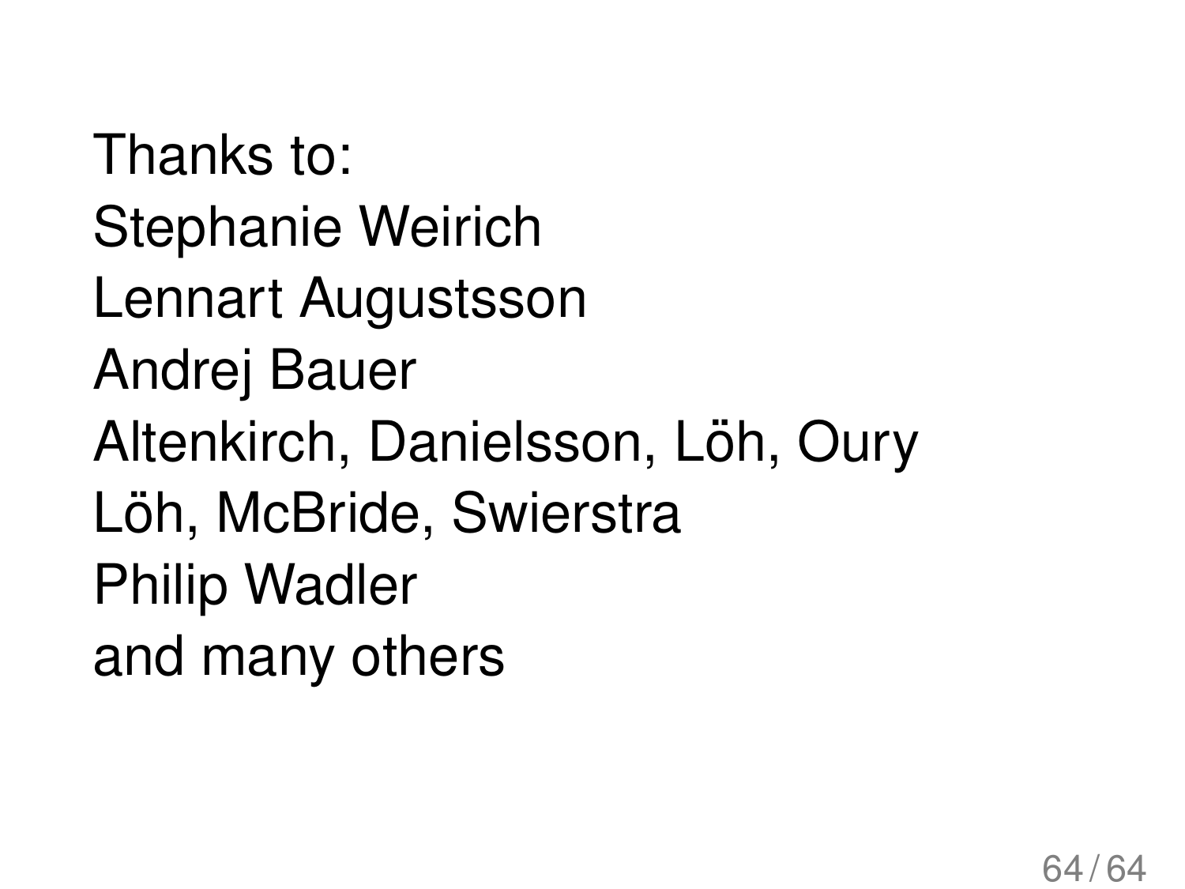Thanks to:
Stephanie Weirich
Lennart Augustsson
Andrej Bauer
Altenkirch, Danielsson, Löh, Oury
Löh, McBride, Swierstra
Philip Wadler
and many others